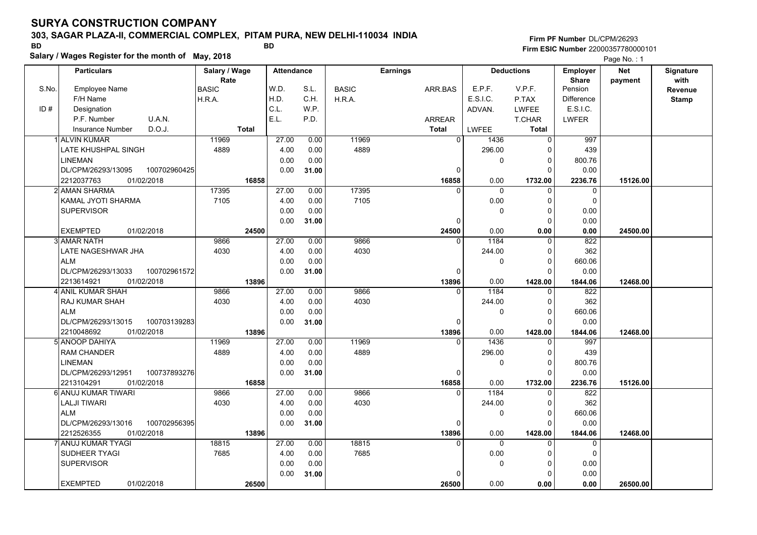# SURYA CONSTRUCTION COMPANY

**303, SAGAR PLAZA-II, COMMERCIAL COMPLEX, PITAM PURA, NEW DELHI-110034 INDIA**

BD BD

**Salary / Wages Register for the month of May, 2018**

**Firm PF Number** DL/CPM/26293
**Firm ESIC Number** 22000357780000101

| S.No. | Particulars: Employee Name / F/H Name / Designation / P.F. Number, U.A.N. / Insurance Number, D.O.J. | Salary / Wage Rate: BASIC / H.R.A. / Total | Attendance: W.D. / H.D. / C.L. / E.L. | Attendance: S.L. / C.H. / W.P. / P.D. | Earnings: BASIC / H.R.A. | Earnings: ARR.BAS / ARREAR / Total | Deductions: E.P.F. / E.S.I.C. / ADVAN. / LWFEE | Deductions: V.P.F. / P.TAX / LWFEE / T.CHAR / Total | Employer Share: Pension / Difference / E.S.I.C. / LWFER | Net payment | Signature with Revenue Stamp |
|---|---|---|---|---|---|---|---|---|---|---|---|
| 1 | ALVIN KUMAR<br>LATE KHUSHPAL SINGH<br>LINEMAN<br>DL/CPM/26293/13095 100702960425<br>2212037763 01/02/2018 | 11969<br>4889<br><br><br>16858 | 27.00<br>4.00<br>0.00<br>0.00 | 0.00<br>0.00<br>0.00<br>31.00 | 11969<br>4889 | 0<br><br><br>0<br>16858 | 1436<br>296.00<br>0<br><br>0.00 | 0<br>0<br>0<br>0<br>1732.00 | 997<br>439<br>800.76<br>0.00<br>2236.76 | 15126.00 | |
| 2 | AMAN SHARMA<br>KAMAL JYOTI SHARMA<br>SUPERVISOR<br><br>EXEMPTED 01/02/2018 | 17395<br>7105<br><br><br>24500 | 27.00<br>4.00<br>0.00<br>0.00 | 0.00<br>0.00<br>0.00<br>31.00 | 17395<br>7105 | 0<br><br><br>0<br>24500 | 0<br>0.00<br>0<br><br>0.00 | 0<br>0<br>0<br>0<br>0.00 | 0<br>0<br>0.00<br>0.00<br>0.00 | 24500.00 | |
| 3 | AMAR NATH<br>LATE NAGESHWAR JHA<br>ALM<br>DL/CPM/26293/13033 100702961572<br>2213614921 01/02/2018 | 9866<br>4030<br><br><br>13896 | 27.00<br>4.00<br>0.00<br>0.00 | 0.00<br>0.00<br>0.00<br>31.00 | 9866<br>4030 | 0<br><br><br>0<br>13896 | 1184<br>244.00<br>0<br><br>0.00 | 0<br>0<br>0<br>0<br>1428.00 | 822<br>362<br>660.06<br>0.00<br>1844.06 | 12468.00 | |
| 4 | ANIL KUMAR SHAH<br>RAJ KUMAR SHAH<br>ALM<br>DL/CPM/26293/13015 100703139283<br>2210048692 01/02/2018 | 9866<br>4030<br><br><br>13896 | 27.00<br>4.00<br>0.00<br>0.00 | 0.00<br>0.00<br>0.00<br>31.00 | 9866<br>4030 | 0<br><br><br>0<br>13896 | 1184<br>244.00<br>0<br><br>0.00 | 0<br>0<br>0<br>0<br>1428.00 | 822<br>362<br>660.06<br>0.00<br>1844.06 | 12468.00 | |
| 5 | ANOOP DAHIYA<br>RAM CHANDER<br>LINEMAN<br>DL/CPM/26293/12951 100737893276<br>2213104291 01/02/2018 | 11969<br>4889<br><br><br>16858 | 27.00<br>4.00<br>0.00<br>0.00 | 0.00<br>0.00<br>0.00<br>31.00 | 11969<br>4889 | 0<br><br><br>0<br>16858 | 1436<br>296.00<br>0<br><br>0.00 | 0<br>0<br>0<br>0<br>1732.00 | 997<br>439<br>800.76<br>0.00<br>2236.76 | 15126.00 | |
| 6 | ANUJ KUMAR TIWARI<br>LALJI TIWARI<br>ALM<br>DL/CPM/26293/13016 100702956395<br>2212526355 01/02/2018 | 9866<br>4030<br><br><br>13896 | 27.00<br>4.00<br>0.00<br>0.00 | 0.00<br>0.00<br>0.00<br>31.00 | 9866<br>4030 | 0<br><br><br>0<br>13896 | 1184<br>244.00<br>0<br><br>0.00 | 0<br>0<br>0<br>0<br>1428.00 | 822<br>362<br>660.06<br>0.00<br>1844.06 | 12468.00 | |
| 7 | ANUJ KUMAR TYAGI<br>SUDHEER TYAGI<br>SUPERVISOR<br><br>EXEMPTED 01/02/2018 | 18815<br>7685<br><br><br>26500 | 27.00<br>4.00<br>0.00<br>0.00 | 0.00<br>0.00<br>0.00<br>31.00 | 18815<br>7685 | 0<br><br><br>0<br>26500 | 0<br>0.00<br>0<br><br>0.00 | 0<br>0<br>0<br>0<br>0.00 | 0<br>0<br>0.00<br>0.00<br>0.00 | 26500.00 | |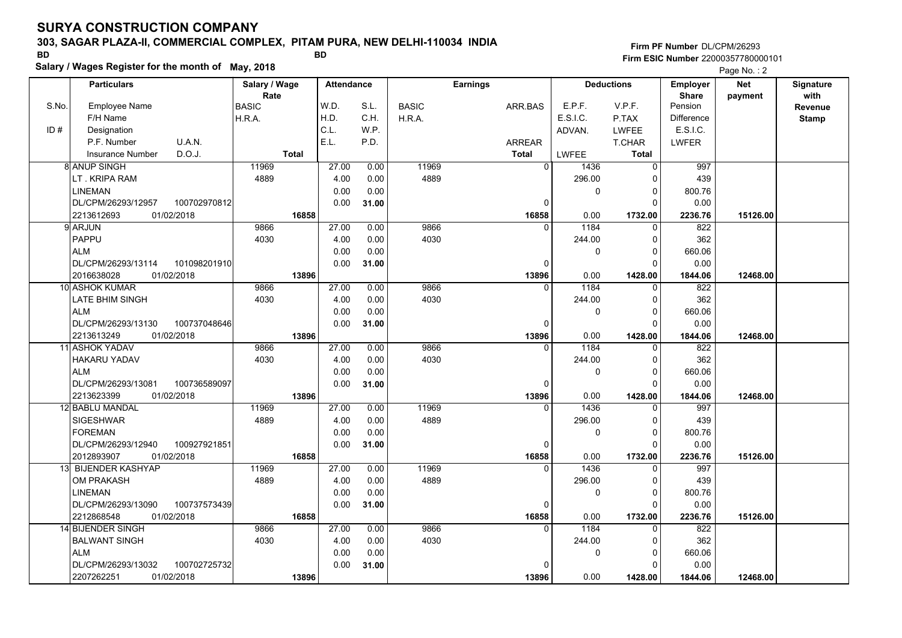# SURYA CONSTRUCTION COMPANY

**303, SAGAR PLAZA-II, COMMERCIAL COMPLEX, PITAM PURA, NEW DELHI-110034 INDIA**

BD BD

**Salary / Wages Register for the month of May, 2018**

Firm PF Number DL/CPM/26293
Firm ESIC Number 22000357780000101

| S.No. | Particulars: Employee Name / F/H Name / Designation / P.F. Number, U.A.N. / Insurance Number, D.O.J. | Salary / Wage Rate: BASIC / H.R.A. / Total | Attendance: W.D. / H.D. / C.L. / E.L. | Attendance: S.L. / C.H. / W.P. / P.D. | Earnings: BASIC / H.R.A. | Earnings: ARR.BAS / ARREAR / Total | Deductions: E.P.F. / E.S.I.C. / ADVAN. / LWFEE | Deductions: V.P.F. / P.TAX / LWFEE / T.CHAR / Total | Employer Share: Pension / Difference / E.S.I.C. / LWFER | Net payment | Signature with Revenue Stamp |
|---|---|---|---|---|---|---|---|---|---|---|---|
| 8 | ANUP SINGH<br>LT . KRIPA RAM<br>LINEMAN<br>DL/CPM/26293/12957 100702970812<br>2213612693 01/02/2018 | 11969<br>4889<br><br><br>16858 | 27.00<br>4.00<br>0.00<br>0.00 | 0.00<br>0.00<br>0.00<br>31.00 | 11969<br>4889 | 0<br><br><br>0<br>16858 | 1436<br>296.00<br>0<br><br>0.00 | 0<br>0<br>0<br>0<br>1732.00 | 997<br>439<br>800.76<br>0.00<br>2236.76 | 15126.00 | |
| 9 | ARJUN<br>PAPPU<br>ALM<br>DL/CPM/26293/13114 101098201910<br>2016638028 01/02/2018 | 9866<br>4030<br><br><br>13896 | 27.00<br>4.00<br>0.00<br>0.00 | 0.00<br>0.00<br>0.00<br>31.00 | 9866<br>4030 | 0<br><br><br>0<br>13896 | 1184<br>244.00<br>0<br><br>0.00 | 0<br>0<br>0<br>0<br>1428.00 | 822<br>362<br>660.06<br>0.00<br>1844.06 | 12468.00 | |
| 10 | ASHOK KUMAR<br>LATE BHIM SINGH<br>ALM<br>DL/CPM/26293/13130 100737048646<br>2213613249 01/02/2018 | 9866<br>4030<br><br><br>13896 | 27.00<br>4.00<br>0.00<br>0.00 | 0.00<br>0.00<br>0.00<br>31.00 | 9866<br>4030 | 0<br><br><br>0<br>13896 | 1184<br>244.00<br>0<br><br>0.00 | 0<br>0<br>0<br>0<br>1428.00 | 822<br>362<br>660.06<br>0.00<br>1844.06 | 12468.00 | |
| 11 | ASHOK YADAV<br>HAKARU YADAV<br>ALM<br>DL/CPM/26293/13081 100736589097<br>2213623399 01/02/2018 | 9866<br>4030<br><br><br>13896 | 27.00<br>4.00<br>0.00<br>0.00 | 0.00<br>0.00<br>0.00<br>31.00 | 9866<br>4030 | 0<br><br><br>0<br>13896 | 1184<br>244.00<br>0<br><br>0.00 | 0<br>0<br>0<br>0<br>1428.00 | 822<br>362<br>660.06<br>0.00<br>1844.06 | 12468.00 | |
| 12 | BABLU MANDAL<br>SIGESHWAR<br>FOREMAN<br>DL/CPM/26293/12940 100927921851<br>2012893907 01/02/2018 | 11969<br>4889<br><br><br>16858 | 27.00<br>4.00<br>0.00<br>0.00 | 0.00<br>0.00<br>0.00<br>31.00 | 11969<br>4889 | 0<br><br><br>0<br>16858 | 1436<br>296.00<br>0<br><br>0.00 | 0<br>0<br>0<br>0<br>1732.00 | 997<br>439<br>800.76<br>0.00<br>2236.76 | 15126.00 | |
| 13 | BIJENDER KASHYAP<br>OM PRAKASH<br>LINEMAN<br>DL/CPM/26293/13090 100737573439<br>2212868548 01/02/2018 | 11969<br>4889<br><br><br>16858 | 27.00<br>4.00<br>0.00<br>0.00 | 0.00<br>0.00<br>0.00<br>31.00 | 11969<br>4889 | 0<br><br><br>0<br>16858 | 1436<br>296.00<br>0<br><br>0.00 | 0<br>0<br>0<br>0<br>1732.00 | 997<br>439<br>800.76<br>0.00<br>2236.76 | 15126.00 | |
| 14 | BIJENDER SINGH<br>BALWANT SINGH<br>ALM<br>DL/CPM/26293/13032 100702725732<br>2207262251 01/02/2018 | 9866<br>4030<br><br><br>13896 | 27.00<br>4.00<br>0.00<br>0.00 | 0.00<br>0.00<br>0.00<br>31.00 | 9866<br>4030 | 0<br><br><br>0<br>13896 | 1184<br>244.00<br>0<br><br>0.00 | 0<br>0<br>0<br>0<br>1428.00 | 822<br>362<br>660.06<br>0.00<br>1844.06 | 12468.00 | |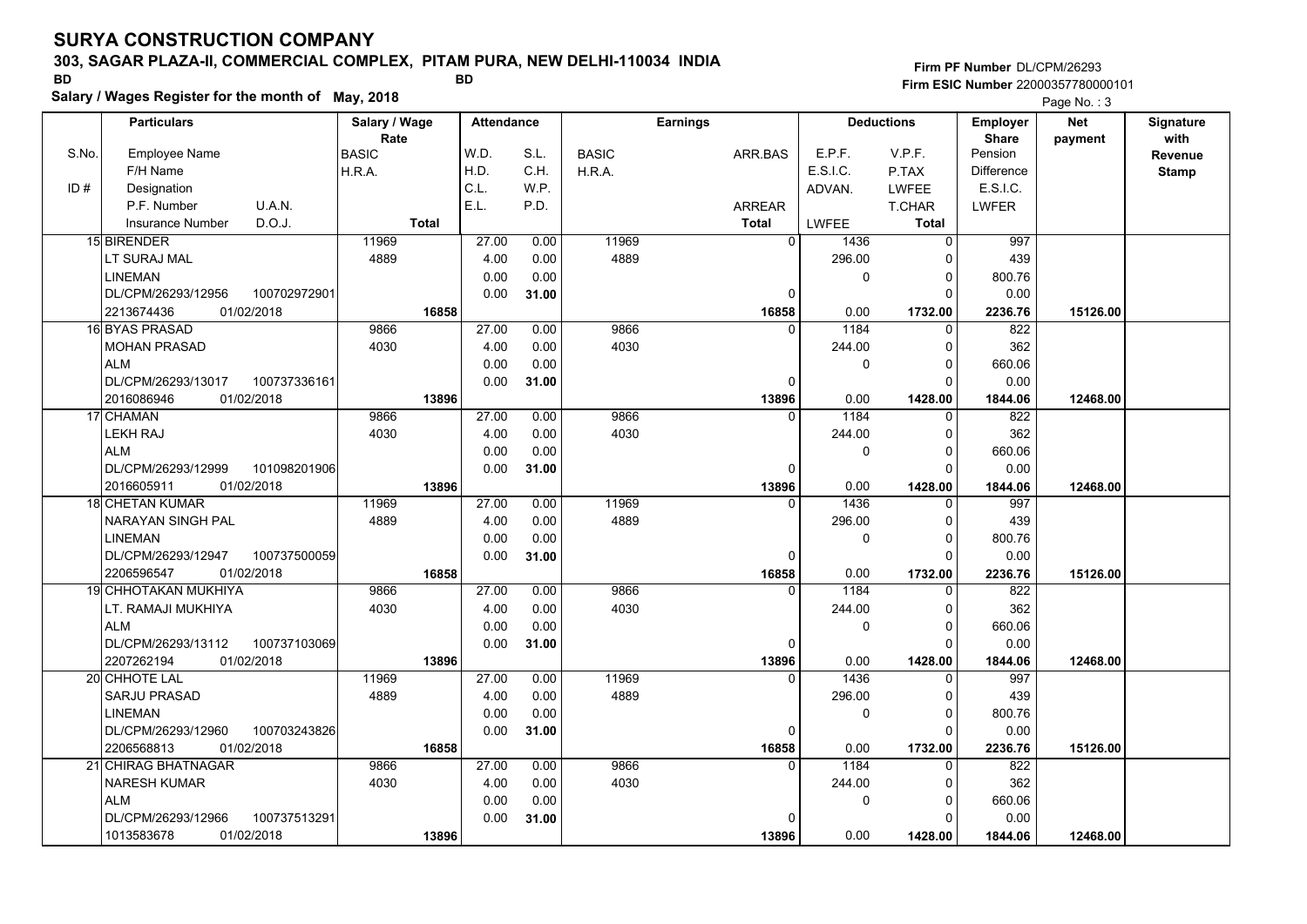# SURYA CONSTRUCTION COMPANY

**303, SAGAR PLAZA-II, COMMERCIAL COMPLEX, PITAM PURA, NEW DELHI-110034 INDIA**

BD BD

**Salary / Wages Register for the month of May, 2018**

Firm PF Number DL/CPM/26293
Firm ESIC Number 22000357780000101

| S.No. / ID # | Employee Name / F/H Name / Designation / P.F. Number / U.A.N. / Insurance Number / D.O.J. | Salary / Wage Rate: BASIC / H.R.A. / Total | Attendance: W.D. / H.D. / C.L. / E.L. | S.L. / C.H. / W.P. / P.D. | Earnings: BASIC / H.R.A. | ARR.BAS / ARREAR / Total | Deductions: E.P.F. / E.S.I.C. / ADVAN. / LWFEE | V.P.F. / P.TAX / LWFEE / T.CHAR / Total | Employer Share: Pension / Difference / E.S.I.C. / LWFER | Net payment | Signature with Revenue Stamp |
|---|---|---|---|---|---|---|---|---|---|---|---|
| 15 | BIRENDER / LT SURAJ MAL / LINEMAN / DL/CPM/26293/12956 100702972901 / 2213674436 01/02/2018 | 11969 / 4889 / 16858 | 27.00 / 4.00 / 0.00 / 0.00 | 0.00 / 0.00 / 0.00 / 31.00 | 11969 / 4889 | 0 / 0 / 16858 | 1436 / 296.00 / 0 / 0.00 | 0 / 0 / 0 / 0 / 1732.00 | 997 / 439 / 800.76 / 0.00 / 2236.76 | 15126.00 | |
| 16 | BYAS PRASAD / MOHAN PRASAD / ALM / DL/CPM/26293/13017 100737336161 / 2016086946 01/02/2018 | 9866 / 4030 / 13896 | 27.00 / 4.00 / 0.00 / 0.00 | 0.00 / 0.00 / 0.00 / 31.00 | 9866 / 4030 | 0 / 0 / 13896 | 1184 / 244.00 / 0 / 0.00 | 0 / 0 / 0 / 0 / 1428.00 | 822 / 362 / 660.06 / 0.00 / 1844.06 | 12468.00 | |
| 17 | CHAMAN / LEKH RAJ / ALM / DL/CPM/26293/12999 101098201906 / 2016605911 01/02/2018 | 9866 / 4030 / 13896 | 27.00 / 4.00 / 0.00 / 0.00 | 0.00 / 0.00 / 0.00 / 31.00 | 9866 / 4030 | 0 / 0 / 13896 | 1184 / 244.00 / 0 / 0.00 | 0 / 0 / 0 / 0 / 1428.00 | 822 / 362 / 660.06 / 0.00 / 1844.06 | 12468.00 | |
| 18 | CHETAN KUMAR / NARAYAN SINGH PAL / LINEMAN / DL/CPM/26293/12947 100737500059 / 2206596547 01/02/2018 | 11969 / 4889 / 16858 | 27.00 / 4.00 / 0.00 / 0.00 | 0.00 / 0.00 / 0.00 / 31.00 | 11969 / 4889 | 0 / 0 / 16858 | 1436 / 296.00 / 0 / 0.00 | 0 / 0 / 0 / 0 / 1732.00 | 997 / 439 / 800.76 / 0.00 / 2236.76 | 15126.00 | |
| 19 | CHHOTAKAN MUKHIYA / LT. RAMAJI MUKHIYA / ALM / DL/CPM/26293/13112 100737103069 / 2207262194 01/02/2018 | 9866 / 4030 / 13896 | 27.00 / 4.00 / 0.00 / 0.00 | 0.00 / 0.00 / 0.00 / 31.00 | 9866 / 4030 | 0 / 0 / 13896 | 1184 / 244.00 / 0 / 0.00 | 0 / 0 / 0 / 0 / 1428.00 | 822 / 362 / 660.06 / 0.00 / 1844.06 | 12468.00 | |
| 20 | CHHOTE LAL / SARJU PRASAD / LINEMAN / DL/CPM/26293/12960 100703243826 / 2206568813 01/02/2018 | 11969 / 4889 / 16858 | 27.00 / 4.00 / 0.00 / 0.00 | 0.00 / 0.00 / 0.00 / 31.00 | 11969 / 4889 | 0 / 0 / 16858 | 1436 / 296.00 / 0 / 0.00 | 0 / 0 / 0 / 0 / 1732.00 | 997 / 439 / 800.76 / 0.00 / 2236.76 | 15126.00 | |
| 21 | CHIRAG BHATNAGAR / NARESH KUMAR / ALM / DL/CPM/26293/12966 100737513291 / 1013583678 01/02/2018 | 9866 / 4030 / 13896 | 27.00 / 4.00 / 0.00 / 0.00 | 0.00 / 0.00 / 0.00 / 31.00 | 9866 / 4030 | 0 / 0 / 13896 | 1184 / 244.00 / 0 / 0.00 | 0 / 0 / 0 / 0 / 1428.00 | 822 / 362 / 660.06 / 0.00 / 1844.06 | 12468.00 | |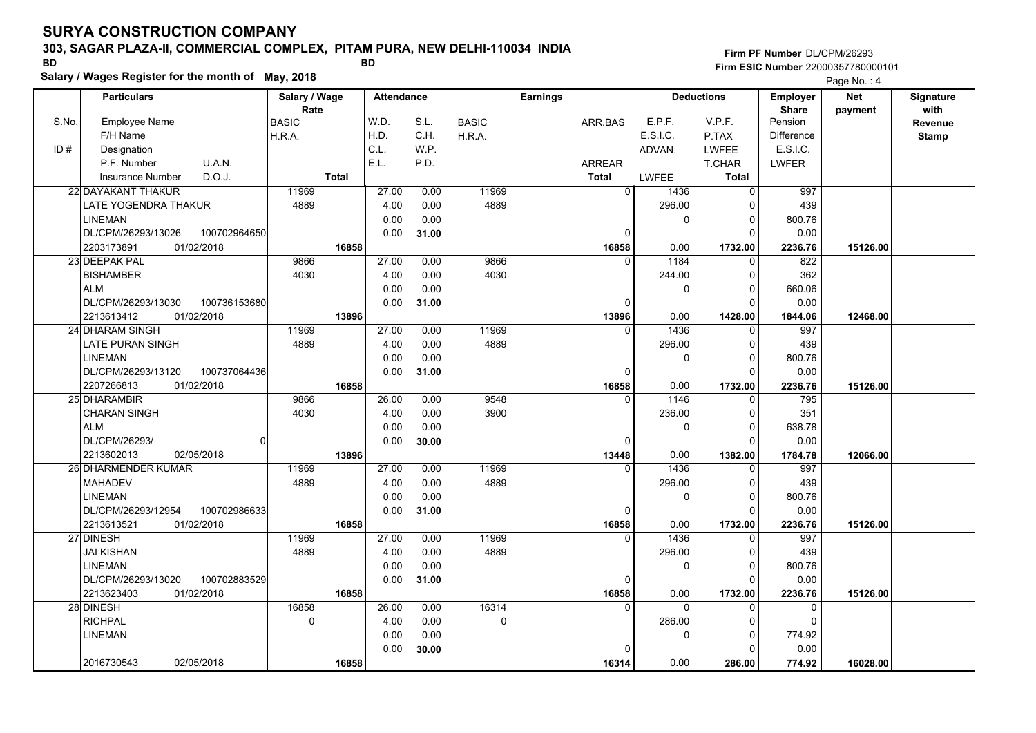# SURYA CONSTRUCTION COMPANY

**303, SAGAR PLAZA-II, COMMERCIAL COMPLEX, PITAM PURA, NEW DELHI-110034 INDIA**

BD BD

**Salary / Wages Register for the month of May, 2018**

**Firm PF Number** DL/CPM/26293
**Firm ESIC Number** 22000357780000101

| S.No. | Particulars: Employee Name / F/H Name / Designation / P.F. Number, U.A.N. / Insurance Number, D.O.J. | Salary / Wage Rate: BASIC / H.R.A. / Total | Attendance: W.D. / H.D. / C.L. / E.L. | Attendance: S.L. / C.H. / W.P. / P.D. | Earnings: BASIC / H.R.A. | Earnings: ARR.BAS / ARREAR / Total | Deductions: E.P.F. / E.S.I.C. / ADVAN. / LWFEE | Deductions: V.P.F. / P.TAX / LWFEE / T.CHAR / Total | Employer Share: Pension / Difference / E.S.I.C. / LWFER | Net payment | Signature with Revenue Stamp |
|---|---|---|---|---|---|---|---|---|---|---|---|
| 22 | DAYAKANT THAKUR / LATE YOGENDRA THAKUR / LINEMAN / DL/CPM/26293/13026, 100702964650 / 2203173891, 01/02/2018 | 11969 / 4889 / 16858 | 27.00 / 4.00 / 0.00 / 0.00 | 0.00 / 0.00 / 0.00 / 31.00 | 11969 / 4889 | 0 / 0 / 16858 | 1436 / 296.00 / 0 / 0.00 | 0 / 0 / 0 / 0 / 1732.00 | 997 / 439 / 800.76 / 0.00 / 2236.76 | 15126.00 | |
| 23 | DEEPAK PAL / BISHAMBER / ALM / DL/CPM/26293/13030, 100736153680 / 2213613412, 01/02/2018 | 9866 / 4030 / 13896 | 27.00 / 4.00 / 0.00 / 0.00 | 0.00 / 0.00 / 0.00 / 31.00 | 9866 / 4030 | 0 / 0 / 13896 | 1184 / 244.00 / 0 / 0.00 | 0 / 0 / 0 / 0 / 1428.00 | 822 / 362 / 660.06 / 0.00 / 1844.06 | 12468.00 | |
| 24 | DHARAM SINGH / LATE PURAN SINGH / LINEMAN / DL/CPM/26293/13120, 100737064436 / 2207266813, 01/02/2018 | 11969 / 4889 / 16858 | 27.00 / 4.00 / 0.00 / 0.00 | 0.00 / 0.00 / 0.00 / 31.00 | 11969 / 4889 | 0 / 0 / 16858 | 1436 / 296.00 / 0 / 0.00 | 0 / 0 / 0 / 0 / 1732.00 | 997 / 439 / 800.76 / 0.00 / 2236.76 | 15126.00 | |
| 25 | DHARAMBIR / CHARAN SINGH / ALM / DL/CPM/26293/, 0 / 2213602013, 02/05/2018 | 9866 / 4030 / 13896 | 26.00 / 4.00 / 0.00 / 0.00 | 0.00 / 0.00 / 0.00 / 30.00 | 9548 / 3900 | 0 / 0 / 13448 | 1146 / 236.00 / 0 / 0.00 | 0 / 0 / 0 / 0 / 1382.00 | 795 / 351 / 638.78 / 0.00 / 1784.78 | 12066.00 | |
| 26 | DHARMENDER KUMAR / MAHADEV / LINEMAN / DL/CPM/26293/12954, 100702986633 / 2213613521, 01/02/2018 | 11969 / 4889 / 16858 | 27.00 / 4.00 / 0.00 / 0.00 | 0.00 / 0.00 / 0.00 / 31.00 | 11969 / 4889 | 0 / 0 / 16858 | 1436 / 296.00 / 0 / 0.00 | 0 / 0 / 0 / 0 / 1732.00 | 997 / 439 / 800.76 / 0.00 / 2236.76 | 15126.00 | |
| 27 | DINESH / JAI KISHAN / LINEMAN / DL/CPM/26293/13020, 100702883529 / 2213623403, 01/02/2018 | 11969 / 4889 / 16858 | 27.00 / 4.00 / 0.00 / 0.00 | 0.00 / 0.00 / 0.00 / 31.00 | 11969 / 4889 | 0 / 0 / 16858 | 1436 / 296.00 / 0 / 0.00 | 0 / 0 / 0 / 0 / 1732.00 | 997 / 439 / 800.76 / 0.00 / 2236.76 | 15126.00 | |
| 28 | DINESH / RICHPAL / LINEMAN / 2016730543, 02/05/2018 | 16858 / 0 / 16858 | 26.00 / 4.00 / 0.00 / 0.00 | 0.00 / 0.00 / 0.00 / 30.00 | 16314 / 0 | 0 / 0 / 16314 | 0 / 286.00 / 0 / 0.00 | 0 / 0 / 0 / 0 / 286.00 | 0 / 0 / 774.92 / 0.00 / 774.92 | 16028.00 | |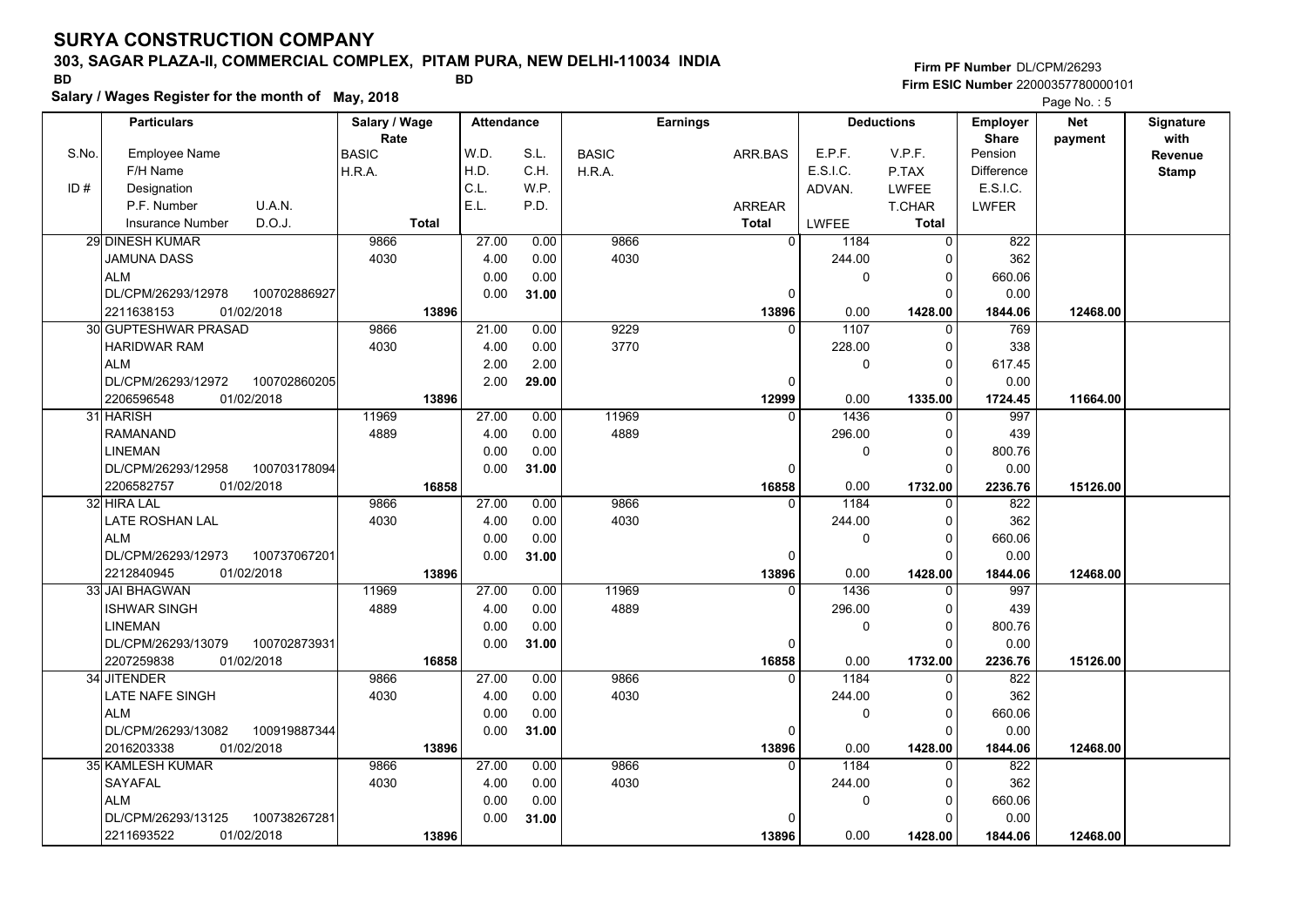# SURYA CONSTRUCTION COMPANY

**303, SAGAR PLAZA-II, COMMERCIAL COMPLEX, PITAM PURA, NEW DELHI-110034 INDIA**

BD BD

**Salary / Wages Register for the month of May, 2018**

Firm PF Number DL/CPM/26293
Firm ESIC Number 22000357780000101

| S.No. / ID # | Particulars: Employee Name / F/H Name / Designation / P.F. Number, U.A.N. / Insurance Number, D.O.J. | Salary / Wage Rate: BASIC / H.R.A. / Total | Attendance: W.D. / H.D. / C.L. / E.L. | Attendance: S.L. / C.H. / W.P. / P.D. | Earnings: BASIC / H.R.A. | Earnings: ARR.BAS / ARREAR / Total | Deductions: E.P.F. / E.S.I.C. / ADVAN. / LWFEE | Deductions: V.P.F. / P.TAX / LWFEE / T.CHAR / Total | Employer Share: Pension / Difference / E.S.I.C. / LWFER | Net payment | Signature with Revenue Stamp |
|---|---|---|---|---|---|---|---|---|---|---|---|
| 29 | DINESH KUMAR | 9866 | 27.00 | 0.00 | 9866 | 0 | 1184 | 0 | 822 | | |
| | JAMUNA DASS | 4030 | 4.00 | 0.00 | 4030 | | 244.00 | 0 | 362 | | |
| | ALM | | 0.00 | 0.00 | | | 0 | 0 | 660.06 | | |
| | DL/CPM/26293/12978 100702886927 | | 0.00 | 31.00 | | 0 | | 0 | 0.00 | | |
| | 2211638153 01/02/2018 | 13896 | | | | 13896 | 0.00 | 1428.00 | 1844.06 | 12468.00 | |
| 30 | GUPTESHWAR PRASAD | 9866 | 21.00 | 0.00 | 9229 | 0 | 1107 | 0 | 769 | | |
| | HARIDWAR RAM | 4030 | 4.00 | 0.00 | 3770 | | 228.00 | 0 | 338 | | |
| | ALM | | 2.00 | 2.00 | | | 0 | 0 | 617.45 | | |
| | DL/CPM/26293/12972 100702860205 | | 2.00 | 29.00 | | 0 | | 0 | 0.00 | | |
| | 2206596548 01/02/2018 | 13896 | | | | 12999 | 0.00 | 1335.00 | 1724.45 | 11664.00 | |
| 31 | HARISH | 11969 | 27.00 | 0.00 | 11969 | 0 | 1436 | 0 | 997 | | |
| | RAMANAND | 4889 | 4.00 | 0.00 | 4889 | | 296.00 | 0 | 439 | | |
| | LINEMAN | | 0.00 | 0.00 | | | 0 | 0 | 800.76 | | |
| | DL/CPM/26293/12958 100703178094 | | 0.00 | 31.00 | | 0 | | 0 | 0.00 | | |
| | 2206582757 01/02/2018 | 16858 | | | | 16858 | 0.00 | 1732.00 | 2236.76 | 15126.00 | |
| 32 | HIRA LAL | 9866 | 27.00 | 0.00 | 9866 | 0 | 1184 | 0 | 822 | | |
| | LATE ROSHAN LAL | 4030 | 4.00 | 0.00 | 4030 | | 244.00 | 0 | 362 | | |
| | ALM | | 0.00 | 0.00 | | | 0 | 0 | 660.06 | | |
| | DL/CPM/26293/12973 100737067201 | | 0.00 | 31.00 | | 0 | | 0 | 0.00 | | |
| | 2212840945 01/02/2018 | 13896 | | | | 13896 | 0.00 | 1428.00 | 1844.06 | 12468.00 | |
| 33 | JAI BHAGWAN | 11969 | 27.00 | 0.00 | 11969 | 0 | 1436 | 0 | 997 | | |
| | ISHWAR SINGH | 4889 | 4.00 | 0.00 | 4889 | | 296.00 | 0 | 439 | | |
| | LINEMAN | | 0.00 | 0.00 | | | 0 | 0 | 800.76 | | |
| | DL/CPM/26293/13079 100702873931 | | 0.00 | 31.00 | | 0 | | 0 | 0.00 | | |
| | 2207259838 01/02/2018 | 16858 | | | | 16858 | 0.00 | 1732.00 | 2236.76 | 15126.00 | |
| 34 | JITENDER | 9866 | 27.00 | 0.00 | 9866 | 0 | 1184 | 0 | 822 | | |
| | LATE NAFE SINGH | 4030 | 4.00 | 0.00 | 4030 | | 244.00 | 0 | 362 | | |
| | ALM | | 0.00 | 0.00 | | | 0 | 0 | 660.06 | | |
| | DL/CPM/26293/13082 100919887344 | | 0.00 | 31.00 | | 0 | | 0 | 0.00 | | |
| | 2016203338 01/02/2018 | 13896 | | | | 13896 | 0.00 | 1428.00 | 1844.06 | 12468.00 | |
| 35 | KAMLESH KUMAR | 9866 | 27.00 | 0.00 | 9866 | 0 | 1184 | 0 | 822 | | |
| | SAYAFAL | 4030 | 4.00 | 0.00 | 4030 | | 244.00 | 0 | 362 | | |
| | ALM | | 0.00 | 0.00 | | | 0 | 0 | 660.06 | | |
| | DL/CPM/26293/13125 100738267281 | | 0.00 | 31.00 | | 0 | | 0 | 0.00 | | |
| | 2211693522 01/02/2018 | 13896 | | | | 13896 | 0.00 | 1428.00 | 1844.06 | 12468.00 | |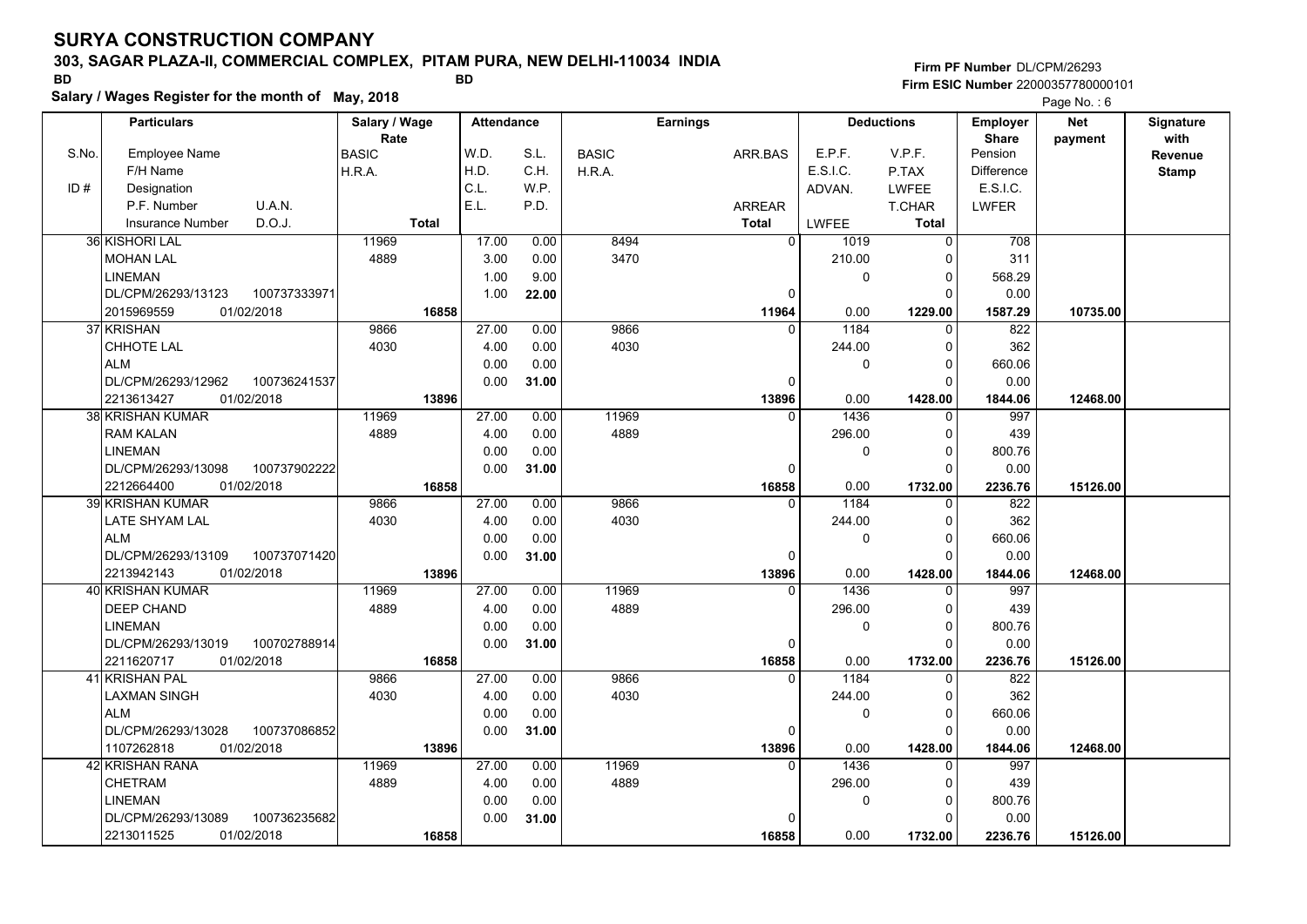# SURYA CONSTRUCTION COMPANY

**303, SAGAR PLAZA-II, COMMERCIAL COMPLEX, PITAM PURA, NEW DELHI-110034 INDIA**

BD BD

**Salary / Wages Register for the month of May, 2018**

**Firm PF Number** DL/CPM/26293
**Firm ESIC Number** 22000357780000101

| S.No. / ID # | Particulars: Employee Name / F/H Name / Designation / P.F. Number, U.A.N. / Insurance Number, D.O.J. | Salary / Wage Rate: BASIC / H.R.A. / Total | Attendance: W.D. / H.D. / C.L. / E.L. | Attendance: S.L. / C.H. / W.P. / P.D. | Earnings: BASIC / H.R.A. | Earnings: ARR.BAS / ARREAR / Total | Deductions: E.P.F. / E.S.I.C. / ADVAN. / LWFEE | Deductions: V.P.F. / P.TAX / LWFEE / T.CHAR / Total | Employer Share: Pension / Difference / E.S.I.C. / LWFER | Net payment | Signature with Revenue Stamp |
|---|---|---|---|---|---|---|---|---|---|---|---|
| 36 | KISHORI LAL / MOHAN LAL / LINEMAN / DL/CPM/26293/13123, 100737333971 / 2015969559, 01/02/2018 | 11969 / 4889 / **16858** | 17.00 / 3.00 / 1.00 / 1.00 | 0.00 / 0.00 / 9.00 / **22.00** | 8494 / 3470 | 0 / 0 / **11964** | 1019 / 210.00 / 0 / 0.00 | 0 / 0 / 0 / 0 / **1229.00** | 708 / 311 / 568.29 / 0.00 / **1587.29** | **10735.00** | |
| 37 | KRISHAN / CHHOTE LAL / ALM / DL/CPM/26293/12962, 100736241537 / 2213613427, 01/02/2018 | 9866 / 4030 / **13896** | 27.00 / 4.00 / 0.00 / 0.00 | 0.00 / 0.00 / 0.00 / **31.00** | 9866 / 4030 | 0 / 0 / **13896** | 1184 / 244.00 / 0 / 0.00 | 0 / 0 / 0 / 0 / **1428.00** | 822 / 362 / 660.06 / 0.00 / **1844.06** | **12468.00** | |
| 38 | KRISHAN KUMAR / RAM KALAN / LINEMAN / DL/CPM/26293/13098, 100737902222 / 2212664400, 01/02/2018 | 11969 / 4889 / **16858** | 27.00 / 4.00 / 0.00 / 0.00 | 0.00 / 0.00 / 0.00 / **31.00** | 11969 / 4889 | 0 / 0 / **16858** | 1436 / 296.00 / 0 / 0.00 | 0 / 0 / 0 / 0 / **1732.00** | 997 / 439 / 800.76 / 0.00 / **2236.76** | **15126.00** | |
| 39 | KRISHAN KUMAR / LATE SHYAM LAL / ALM / DL/CPM/26293/13109, 100737071420 / 2213942143, 01/02/2018 | 9866 / 4030 / **13896** | 27.00 / 4.00 / 0.00 / 0.00 | 0.00 / 0.00 / 0.00 / **31.00** | 9866 / 4030 | 0 / 0 / **13896** | 1184 / 244.00 / 0 / 0.00 | 0 / 0 / 0 / 0 / **1428.00** | 822 / 362 / 660.06 / 0.00 / **1844.06** | **12468.00** | |
| 40 | KRISHAN KUMAR / DEEP CHAND / LINEMAN / DL/CPM/26293/13019, 100702788914 / 2211620717, 01/02/2018 | 11969 / 4889 / **16858** | 27.00 / 4.00 / 0.00 / 0.00 | 0.00 / 0.00 / 0.00 / **31.00** | 11969 / 4889 | 0 / 0 / **16858** | 1436 / 296.00 / 0 / 0.00 | 0 / 0 / 0 / 0 / **1732.00** | 997 / 439 / 800.76 / 0.00 / **2236.76** | **15126.00** | |
| 41 | KRISHAN PAL / LAXMAN SINGH / ALM / DL/CPM/26293/13028, 100737086852 / 1107262818, 01/02/2018 | 9866 / 4030 / **13896** | 27.00 / 4.00 / 0.00 / 0.00 | 0.00 / 0.00 / 0.00 / **31.00** | 9866 / 4030 | 0 / 0 / **13896** | 1184 / 244.00 / 0 / 0.00 | 0 / 0 / 0 / 0 / **1428.00** | 822 / 362 / 660.06 / 0.00 / **1844.06** | **12468.00** | |
| 42 | KRISHAN RANA / CHETRAM / LINEMAN / DL/CPM/26293/13089, 100736235682 / 2213011525, 01/02/2018 | 11969 / 4889 / **16858** | 27.00 / 4.00 / 0.00 / 0.00 | 0.00 / 0.00 / 0.00 / **31.00** | 11969 / 4889 | 0 / 0 / **16858** | 1436 / 296.00 / 0 / 0.00 | 0 / 0 / 0 / 0 / **1732.00** | 997 / 439 / 800.76 / 0.00 / **2236.76** | **15126.00** | |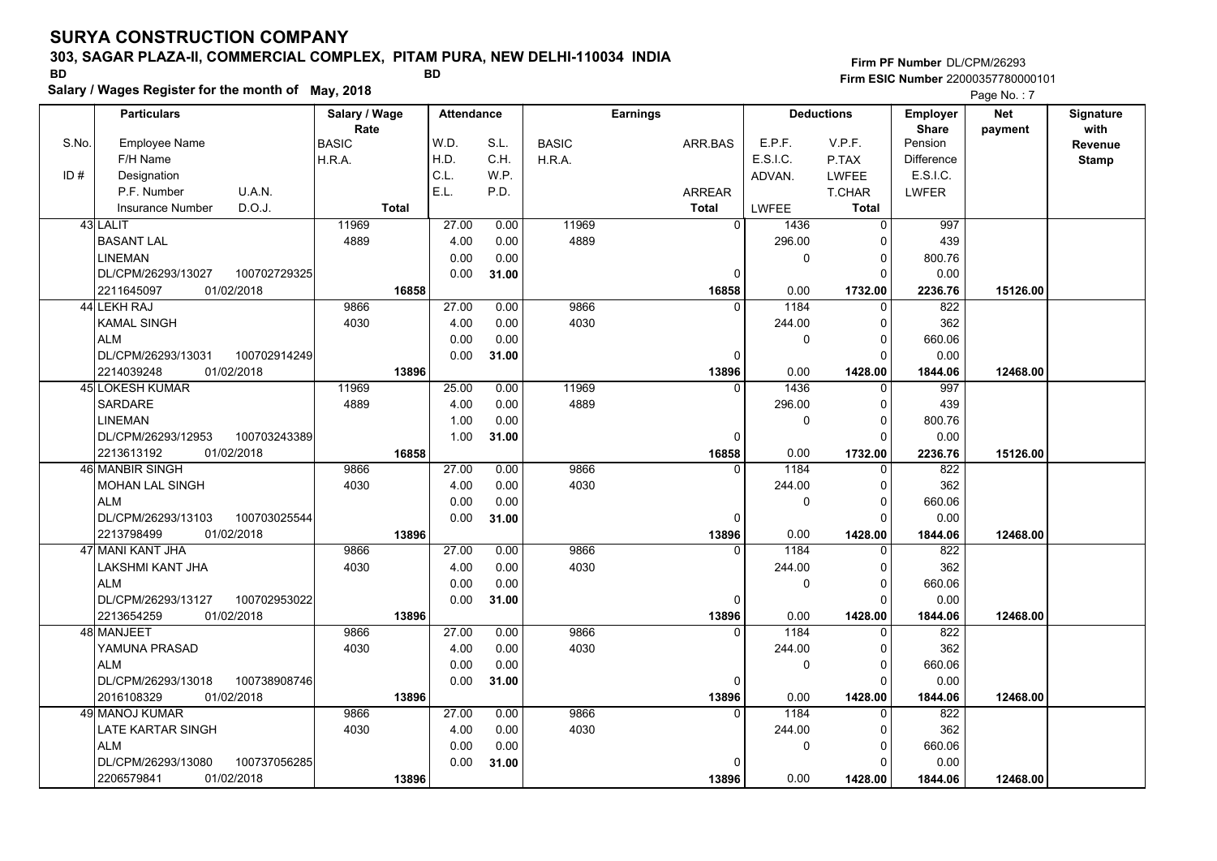# SURYA CONSTRUCTION COMPANY

**303, SAGAR PLAZA-II, COMMERCIAL COMPLEX, PITAM PURA, NEW DELHI-110034 INDIA**

BD BD

**Salary / Wages Register for the month of May, 2018**

**Firm PF Number** DL/CPM/26293
**Firm ESIC Number** 22000357780000101

Page No. : 7

| S.No. / ID # | Particulars: Employee Name / F/H Name / Designation / P.F. Number / U.A.N. / Insurance Number / D.O.J. | Salary / Wage Rate: BASIC / H.R.A. / Total | Attendance: W.D. / H.D. / C.L. / E.L. | Attendance: S.L. / C.H. / W.P. / P.D. | Earnings: BASIC / H.R.A. | Earnings: ARR.BAS / ARREAR / Total | Deductions: E.P.F. / E.S.I.C. / ADVAN. / LWFEE | Deductions: V.P.F. / P.TAX / LWFEE / T.CHAR / Total | Employer Share: Pension / Difference / E.S.I.C. / LWFER | Net payment | Signature with Revenue Stamp |
|---|---|---|---|---|---|---|---|---|---|---|---|
| 43 | LALIT<br>BASANT LAL<br>LINEMAN<br>DL/CPM/26293/13027 100702729325<br>2211645097 01/02/2018 | 11969<br>4889<br>16858 | 27.00<br>4.00<br>0.00<br>0.00 | 0.00<br>0.00<br>0.00<br>31.00 | 11969<br>4889 | 0<br>0<br>16858 | 1436<br>296.00<br>0<br>0.00 | 0<br>0<br>0<br>0<br>1732.00 | 997<br>439<br>800.76<br>0.00<br>2236.76 | 15126.00 | |
| 44 | LEKH RAJ<br>KAMAL SINGH<br>ALM<br>DL/CPM/26293/13031 100702914249<br>2214039248 01/02/2018 | 9866<br>4030<br>13896 | 27.00<br>4.00<br>0.00<br>0.00 | 0.00<br>0.00<br>0.00<br>31.00 | 9866<br>4030 | 0<br>0<br>13896 | 1184<br>244.00<br>0<br>0.00 | 0<br>0<br>0<br>0<br>1428.00 | 822<br>362<br>660.06<br>0.00<br>1844.06 | 12468.00 | |
| 45 | LOKESH KUMAR<br>SARDARE<br>LINEMAN<br>DL/CPM/26293/12953 100703243389<br>2213613192 01/02/2018 | 11969<br>4889<br>16858 | 25.00<br>4.00<br>1.00<br>1.00 | 0.00<br>0.00<br>0.00<br>31.00 | 11969<br>4889 | 0<br>0<br>16858 | 1436<br>296.00<br>0<br>0.00 | 0<br>0<br>0<br>0<br>1732.00 | 997<br>439<br>800.76<br>0.00<br>2236.76 | 15126.00 | |
| 46 | MANBIR SINGH<br>MOHAN LAL SINGH<br>ALM<br>DL/CPM/26293/13103 100703025544<br>2213798499 01/02/2018 | 9866<br>4030<br>13896 | 27.00<br>4.00<br>0.00<br>0.00 | 0.00<br>0.00<br>0.00<br>31.00 | 9866<br>4030 | 0<br>0<br>13896 | 1184<br>244.00<br>0<br>0.00 | 0<br>0<br>0<br>0<br>1428.00 | 822<br>362<br>660.06<br>0.00<br>1844.06 | 12468.00 | |
| 47 | MANI KANT JHA<br>LAKSHMI KANT JHA<br>ALM<br>DL/CPM/26293/13127 100702953022<br>2213654259 01/02/2018 | 9866<br>4030<br>13896 | 27.00<br>4.00<br>0.00<br>0.00 | 0.00<br>0.00<br>0.00<br>31.00 | 9866<br>4030 | 0<br>0<br>13896 | 1184<br>244.00<br>0<br>0.00 | 0<br>0<br>0<br>0<br>1428.00 | 822<br>362<br>660.06<br>0.00<br>1844.06 | 12468.00 | |
| 48 | MANJEET<br>YAMUNA PRASAD<br>ALM<br>DL/CPM/26293/13018 100738908746<br>2016108329 01/02/2018 | 9866<br>4030<br>13896 | 27.00<br>4.00<br>0.00<br>0.00 | 0.00<br>0.00<br>0.00<br>31.00 | 9866<br>4030 | 0<br>0<br>13896 | 1184<br>244.00<br>0<br>0.00 | 0<br>0<br>0<br>0<br>1428.00 | 822<br>362<br>660.06<br>0.00<br>1844.06 | 12468.00 | |
| 49 | MANOJ KUMAR<br>LATE KARTAR SINGH<br>ALM<br>DL/CPM/26293/13080 100737056285<br>2206579841 01/02/2018 | 9866<br>4030<br>13896 | 27.00<br>4.00<br>0.00<br>0.00 | 0.00<br>0.00<br>0.00<br>31.00 | 9866<br>4030 | 0<br>0<br>13896 | 1184<br>244.00<br>0<br>0.00 | 0<br>0<br>0<br>0<br>1428.00 | 822<br>362<br>660.06<br>0.00<br>1844.06 | 12468.00 | |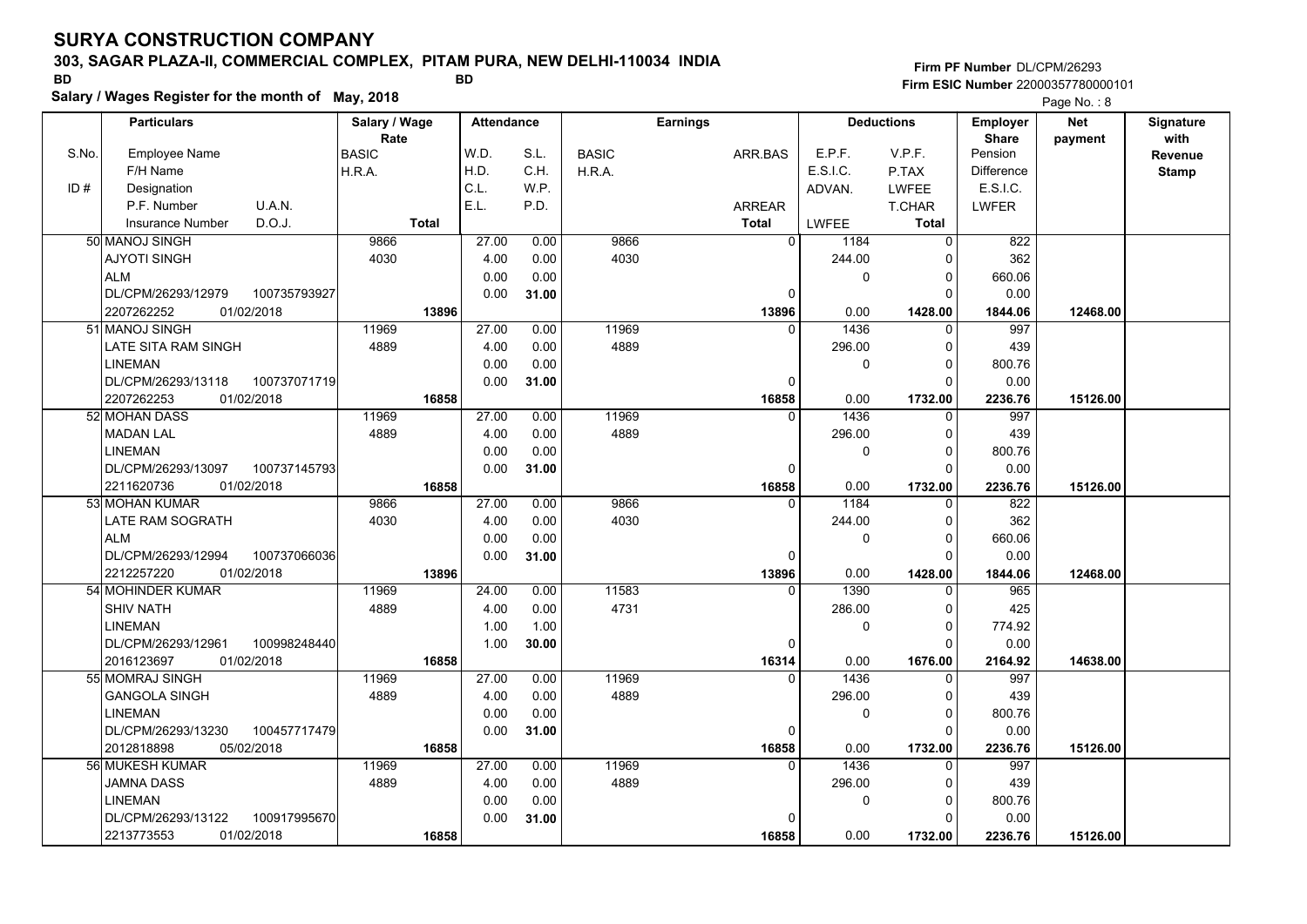# SURYA CONSTRUCTION COMPANY

**303, SAGAR PLAZA-II, COMMERCIAL COMPLEX, PITAM PURA, NEW DELHI-110034 INDIA**

BD BD

**Salary / Wages Register for the month of May, 2018**

**Firm PF Number** DL/CPM/26293
**Firm ESIC Number** 22000357780000101

| S.No. / ID # | Employee Name / F/H Name / Designation / P.F. Number / U.A.N. / Insurance Number / D.O.J. | Salary / Wage Rate: BASIC / H.R.A. / Total | W.D. / H.D. / C.L. / E.L. | S.L. / C.H. / W.P. / P.D. | Earnings: BASIC / H.R.A. | ARR.BAS / ARREAR / Total | E.P.F. / E.S.I.C. / ADVAN. / LWFEE | V.P.F. / P.TAX / LWFEE / T.CHAR / Total | Employer Share: Pension / Difference / E.S.I.C. / LWFER | Net payment | Signature with Revenue Stamp |
|---|---|---|---|---|---|---|---|---|---|---|---|
| 50 | MANOJ SINGH<br>AJYOTI SINGH<br>ALM<br>DL/CPM/26293/12979 100735793927<br>2207262252 01/02/2018 | 9866<br>4030<br>**13896** | 27.00<br>4.00<br>0.00<br>0.00 | 0.00<br>0.00<br>0.00<br>**31.00** | 9866<br>4030 | 0<br><br>0<br>**13896** | 1184<br>244.00<br>0<br>0.00 | 0<br>0<br>0<br>0<br>**1428.00** | 822<br>362<br>660.06<br>0.00<br>**1844.06** | **12468.00** | |
| 51 | MANOJ SINGH<br>LATE SITA RAM SINGH<br>LINEMAN<br>DL/CPM/26293/13118 100737071719<br>2207262253 01/02/2018 | 11969<br>4889<br>**16858** | 27.00<br>4.00<br>0.00<br>0.00 | 0.00<br>0.00<br>0.00<br>**31.00** | 11969<br>4889 | 0<br><br>0<br>**16858** | 1436<br>296.00<br>0<br>0.00 | 0<br>0<br>0<br>0<br>**1732.00** | 997<br>439<br>800.76<br>0.00<br>**2236.76** | **15126.00** | |
| 52 | MOHAN DASS<br>MADAN LAL<br>LINEMAN<br>DL/CPM/26293/13097 100737145793<br>2211620736 01/02/2018 | 11969<br>4889<br>**16858** | 27.00<br>4.00<br>0.00<br>0.00 | 0.00<br>0.00<br>0.00<br>**31.00** | 11969<br>4889 | 0<br><br>0<br>**16858** | 1436<br>296.00<br>0<br>0.00 | 0<br>0<br>0<br>0<br>**1732.00** | 997<br>439<br>800.76<br>0.00<br>**2236.76** | **15126.00** | |
| 53 | MOHAN KUMAR<br>LATE RAM SOGRATH<br>ALM<br>DL/CPM/26293/12994 100737066036<br>2212257220 01/02/2018 | 9866<br>4030<br>**13896** | 27.00<br>4.00<br>0.00<br>0.00 | 0.00<br>0.00<br>0.00<br>**31.00** | 9866<br>4030 | 0<br><br>0<br>**13896** | 1184<br>244.00<br>0<br>0.00 | 0<br>0<br>0<br>0<br>**1428.00** | 822<br>362<br>660.06<br>0.00<br>**1844.06** | **12468.00** | |
| 54 | MOHINDER KUMAR<br>SHIV NATH<br>LINEMAN<br>DL/CPM/26293/12961 100998248440<br>2016123697 01/02/2018 | 11969<br>4889<br>**16858** | 24.00<br>4.00<br>1.00<br>1.00 | 0.00<br>0.00<br>1.00<br>**30.00** | 11583<br>4731 | 0<br><br>0<br>**16314** | 1390<br>286.00<br>0<br>0.00 | 0<br>0<br>0<br>0<br>**1676.00** | 965<br>425<br>774.92<br>0.00<br>**2164.92** | **14638.00** | |
| 55 | MOMRAJ SINGH<br>GANGOLA SINGH<br>LINEMAN<br>DL/CPM/26293/13230 100457717479<br>2012818898 05/02/2018 | 11969<br>4889<br>**16858** | 27.00<br>4.00<br>0.00<br>0.00 | 0.00<br>0.00<br>0.00<br>**31.00** | 11969<br>4889 | 0<br><br>0<br>**16858** | 1436<br>296.00<br>0<br>0.00 | 0<br>0<br>0<br>0<br>**1732.00** | 997<br>439<br>800.76<br>0.00<br>**2236.76** | **15126.00** | |
| 56 | MUKESH KUMAR<br>JAMNA DASS<br>LINEMAN<br>DL/CPM/26293/13122 100917995670<br>2213773553 01/02/2018 | 11969<br>4889<br>**16858** | 27.00<br>4.00<br>0.00<br>0.00 | 0.00<br>0.00<br>0.00<br>**31.00** | 11969<br>4889 | 0<br><br>0<br>**16858** | 1436<br>296.00<br>0<br>0.00 | 0<br>0<br>0<br>0<br>**1732.00** | 997<br>439<br>800.76<br>0.00<br>**2236.76** | **15126.00** | |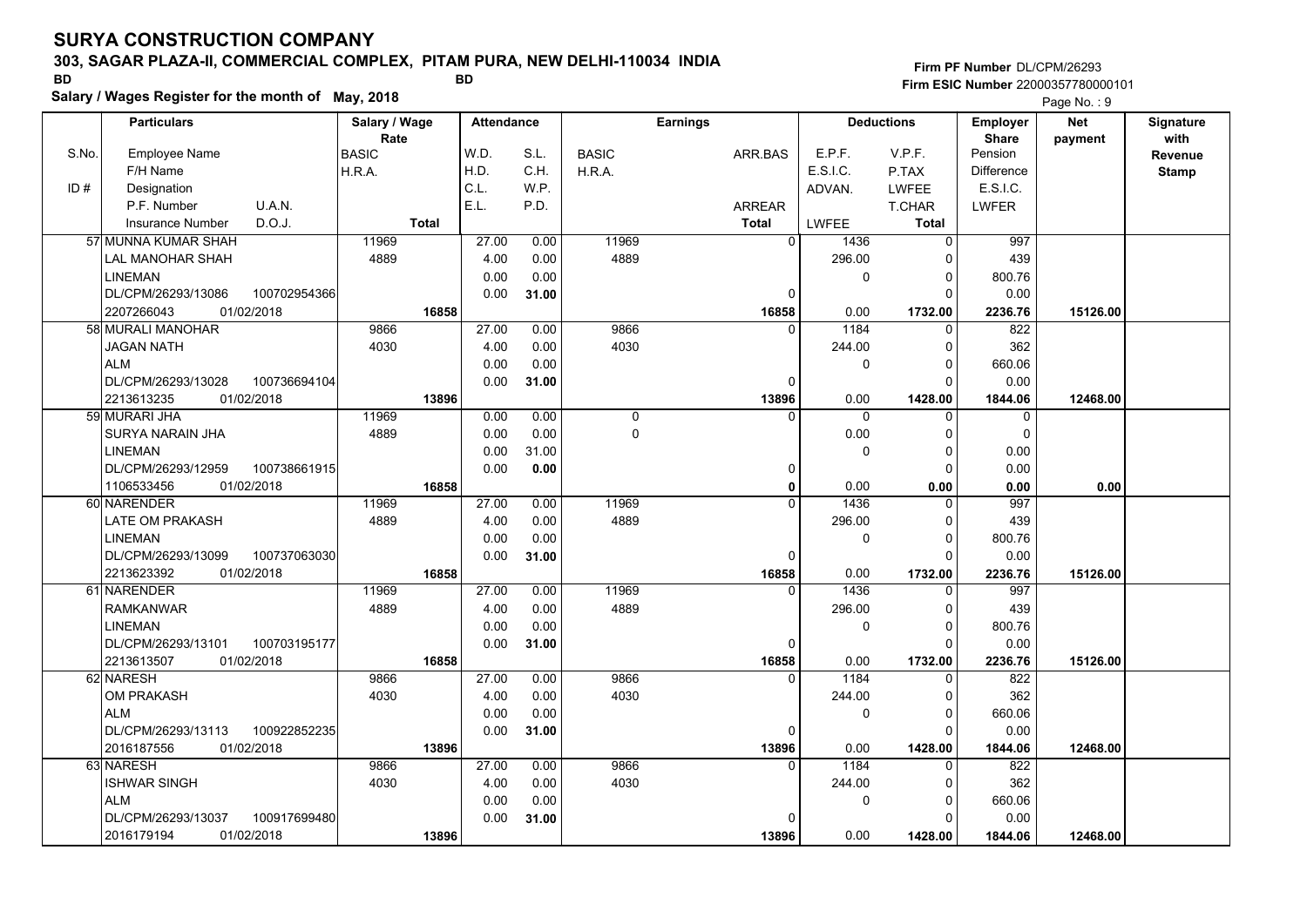# SURYA CONSTRUCTION COMPANY

**303, SAGAR PLAZA-II, COMMERCIAL COMPLEX, PITAM PURA, NEW DELHI-110034 INDIA**

BD BD

**Salary / Wages Register for the month of May, 2018**

Firm PF Number DL/CPM/26293
Firm ESIC Number 22000357780000101

| S.No. | Employee Name / F/H Name / ID # Designation / P.F. Number U.A.N. / Insurance Number D.O.J. | Salary / Wage Rate BASIC / H.R.A. / Total | W.D. / H.D. / C.L. / E.L. | S.L. / C.H. / W.P. / P.D. | BASIC / H.R.A. | ARR.BAS / ARREAR / Total | E.P.F. / E.S.I.C. / ADVAN. / LWFEE | V.P.F. / P.TAX / LWFEE / T.CHAR / Total | Employer Share Pension / Difference / E.S.I.C. / LWFER | Net payment | Signature with Revenue Stamp |
|---|---|---|---|---|---|---|---|---|---|---|---|
| 57 | MUNNA KUMAR SHAH / LAL MANOHAR SHAH / LINEMAN / DL/CPM/26293/13086 100702954366 / 2207266043 01/02/2018 | 11969 / 4889 / 16858 | 27.00 / 4.00 / 0.00 / 0.00 | 0.00 / 0.00 / 0.00 / 31.00 | 11969 / 4889 | 0 / 0 / 16858 | 1436 / 296.00 / 0 / 0.00 | 0 / 0 / 0 / 0 / 1732.00 | 997 / 439 / 800.76 / 0.00 / 2236.76 | 15126.00 | |
| 58 | MURALI MANOHAR / JAGAN NATH / ALM / DL/CPM/26293/13028 100736694104 / 2213613235 01/02/2018 | 9866 / 4030 / 13896 | 27.00 / 4.00 / 0.00 / 0.00 | 0.00 / 0.00 / 0.00 / 31.00 | 9866 / 4030 | 0 / 0 / 13896 | 1184 / 244.00 / 0 / 0.00 | 0 / 0 / 0 / 0 / 1428.00 | 822 / 362 / 660.06 / 0.00 / 1844.06 | 12468.00 | |
| 59 | MURARI JHA / SURYA NARAIN JHA / LINEMAN / DL/CPM/26293/12959 100738661915 / 1106533456 01/02/2018 | 11969 / 4889 / 16858 | 0.00 / 0.00 / 0.00 / 0.00 | 0.00 / 0.00 / 31.00 / 0.00 | 0 / 0 | 0 / 0 / 0 | 0 / 0.00 / 0 / 0.00 | 0 / 0 / 0 / 0 / 0.00 | 0 / 0 / 0.00 / 0.00 / 0.00 | 0.00 | |
| 60 | NARENDER / LATE OM PRAKASH / LINEMAN / DL/CPM/26293/13099 100737063030 / 2213623392 01/02/2018 | 11969 / 4889 / 16858 | 27.00 / 4.00 / 0.00 / 0.00 | 0.00 / 0.00 / 0.00 / 31.00 | 11969 / 4889 | 0 / 0 / 16858 | 1436 / 296.00 / 0 / 0.00 | 0 / 0 / 0 / 0 / 1732.00 | 997 / 439 / 800.76 / 0.00 / 2236.76 | 15126.00 | |
| 61 | NARENDER / RAMKANWAR / LINEMAN / DL/CPM/26293/13101 100703195177 / 2213613507 01/02/2018 | 11969 / 4889 / 16858 | 27.00 / 4.00 / 0.00 / 0.00 | 0.00 / 0.00 / 0.00 / 31.00 | 11969 / 4889 | 0 / 0 / 16858 | 1436 / 296.00 / 0 / 0.00 | 0 / 0 / 0 / 0 / 1732.00 | 997 / 439 / 800.76 / 0.00 / 2236.76 | 15126.00 | |
| 62 | NARESH / OM PRAKASH / ALM / DL/CPM/26293/13113 100922852235 / 2016187556 01/02/2018 | 9866 / 4030 / 13896 | 27.00 / 4.00 / 0.00 / 0.00 | 0.00 / 0.00 / 0.00 / 31.00 | 9866 / 4030 | 0 / 0 / 13896 | 1184 / 244.00 / 0 / 0.00 | 0 / 0 / 0 / 0 / 1428.00 | 822 / 362 / 660.06 / 0.00 / 1844.06 | 12468.00 | |
| 63 | NARESH / ISHWAR SINGH / ALM / DL/CPM/26293/13037 100917699480 / 2016179194 01/02/2018 | 9866 / 4030 / 13896 | 27.00 / 4.00 / 0.00 / 0.00 | 0.00 / 0.00 / 0.00 / 31.00 | 9866 / 4030 | 0 / 0 / 13896 | 1184 / 244.00 / 0 / 0.00 | 0 / 0 / 0 / 0 / 1428.00 | 822 / 362 / 660.06 / 0.00 / 1844.06 | 12468.00 | |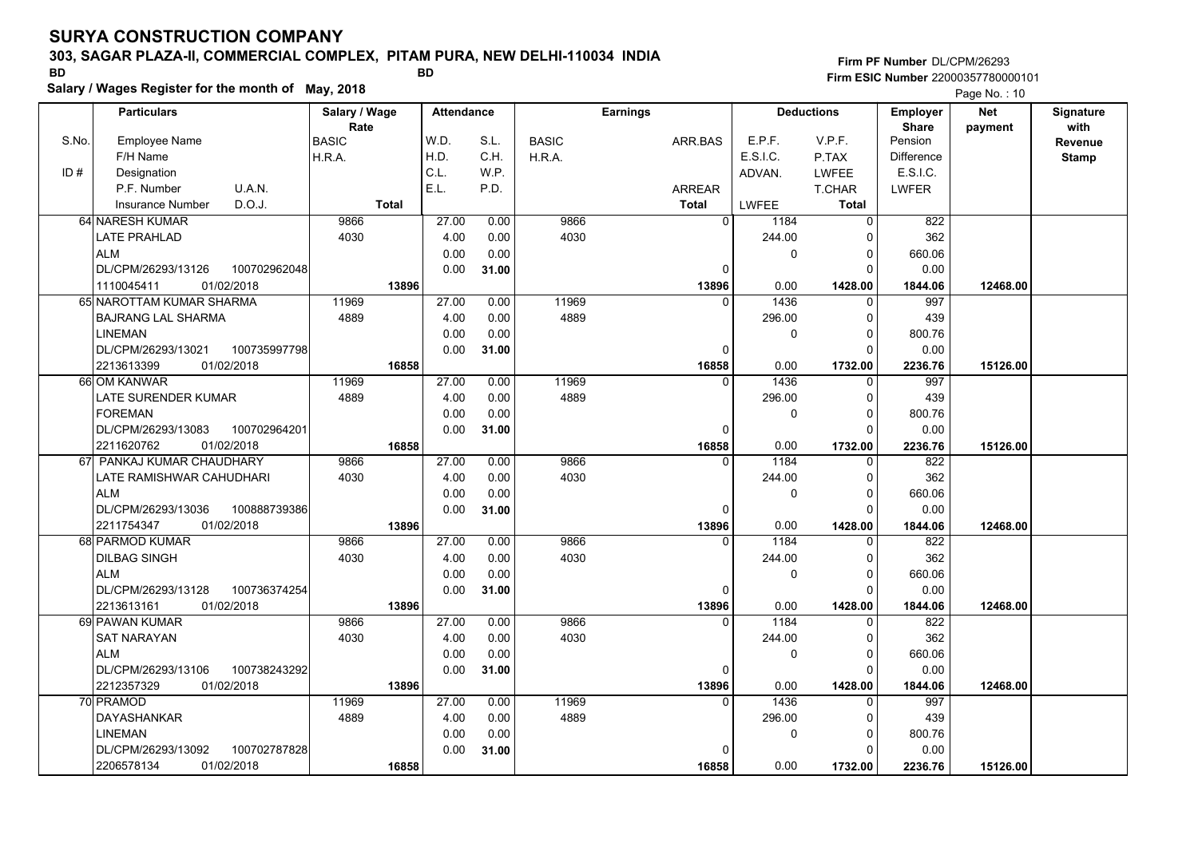# SURYA CONSTRUCTION COMPANY

**303, SAGAR PLAZA-II, COMMERCIAL COMPLEX, PITAM PURA, NEW DELHI-110034 INDIA**

BD BD

**Salary / Wages Register for the month of May, 2018**

**Firm PF Number** DL/CPM/26293
**Firm ESIC Number** 22000357780000101

| S.No. / ID # | Employee Name / F/H Name / Designation / P.F. Number, U.A.N. / Insurance Number, D.O.J. | Salary / Wage Rate: BASIC / H.R.A. / Total | W.D. / H.D. / C.L. / E.L. | S.L. / C.H. / W.P. / P.D. | BASIC / H.R.A. | ARR.BAS / ARREAR / Total | E.P.F. / E.S.I.C. / ADVAN. / LWFEE | V.P.F. / P.TAX / LWFEE / T.CHAR / Total | Employer Share: Pension / Difference / E.S.I.C. / LWFER | Net payment | Signature with Revenue Stamp |
|---|---|---|---|---|---|---|---|---|---|---|---|
| 64 | NARESH KUMAR<br>LATE PRAHLAD<br>ALM<br>DL/CPM/26293/13126 100702962048<br>1110045411 01/02/2018 | 9866<br>4030<br>13896 | 27.00<br>4.00<br>0.00<br>0.00 | 0.00<br>0.00<br>0.00<br>31.00 | 9866<br>4030 | 0<br>0<br>13896 | 1184<br>244.00<br>0<br>0.00 | 0<br>0<br>0<br>0<br>1428.00 | 822<br>362<br>660.06<br>0.00<br>1844.06 | 12468.00 | |
| 65 | NAROTTAM KUMAR SHARMA<br>BAJRANG LAL SHARMA<br>LINEMAN<br>DL/CPM/26293/13021 100735997798<br>2213613399 01/02/2018 | 11969<br>4889<br>16858 | 27.00<br>4.00<br>0.00<br>0.00 | 0.00<br>0.00<br>0.00<br>31.00 | 11969<br>4889 | 0<br>0<br>16858 | 1436<br>296.00<br>0<br>0.00 | 0<br>0<br>0<br>0<br>1732.00 | 997<br>439<br>800.76<br>0.00<br>2236.76 | 15126.00 | |
| 66 | OM KANWAR<br>LATE SURENDER KUMAR<br>FOREMAN<br>DL/CPM/26293/13083 100702964201<br>2211620762 01/02/2018 | 11969<br>4889<br>16858 | 27.00<br>4.00<br>0.00<br>0.00 | 0.00<br>0.00<br>0.00<br>31.00 | 11969<br>4889 | 0<br>0<br>16858 | 1436<br>296.00<br>0<br>0.00 | 0<br>0<br>0<br>0<br>1732.00 | 997<br>439<br>800.76<br>0.00<br>2236.76 | 15126.00 | |
| 67 | PANKAJ KUMAR CHAUDHARY<br>LATE RAMISHWAR CAHUDHARI<br>ALM<br>DL/CPM/26293/13036 100888739386<br>2211754347 01/02/2018 | 9866<br>4030<br>13896 | 27.00<br>4.00<br>0.00<br>0.00 | 0.00<br>0.00<br>0.00<br>31.00 | 9866<br>4030 | 0<br>0<br>13896 | 1184<br>244.00<br>0<br>0.00 | 0<br>0<br>0<br>0<br>1428.00 | 822<br>362<br>660.06<br>0.00<br>1844.06 | 12468.00 | |
| 68 | PARMOD KUMAR<br>DILBAG SINGH<br>ALM<br>DL/CPM/26293/13128 100736374254<br>2213613161 01/02/2018 | 9866<br>4030<br>13896 | 27.00<br>4.00<br>0.00<br>0.00 | 0.00<br>0.00<br>0.00<br>31.00 | 9866<br>4030 | 0<br>0<br>13896 | 1184<br>244.00<br>0<br>0.00 | 0<br>0<br>0<br>0<br>1428.00 | 822<br>362<br>660.06<br>0.00<br>1844.06 | 12468.00 | |
| 69 | PAWAN KUMAR<br>SAT NARAYAN<br>ALM<br>DL/CPM/26293/13106 100738243292<br>2212357329 01/02/2018 | 9866<br>4030<br>13896 | 27.00<br>4.00<br>0.00<br>0.00 | 0.00<br>0.00<br>0.00<br>31.00 | 9866<br>4030 | 0<br>0<br>13896 | 1184<br>244.00<br>0<br>0.00 | 0<br>0<br>0<br>0<br>1428.00 | 822<br>362<br>660.06<br>0.00<br>1844.06 | 12468.00 | |
| 70 | PRAMOD<br>DAYASHANKAR<br>LINEMAN<br>DL/CPM/26293/13092 100702787828<br>2206578134 01/02/2018 | 11969<br>4889<br>16858 | 27.00<br>4.00<br>0.00<br>0.00 | 0.00<br>0.00<br>0.00<br>31.00 | 11969<br>4889 | 0<br>0<br>16858 | 1436<br>296.00<br>0<br>0.00 | 0<br>0<br>0<br>0<br>1732.00 | 997<br>439<br>800.76<br>0.00<br>2236.76 | 15126.00 | |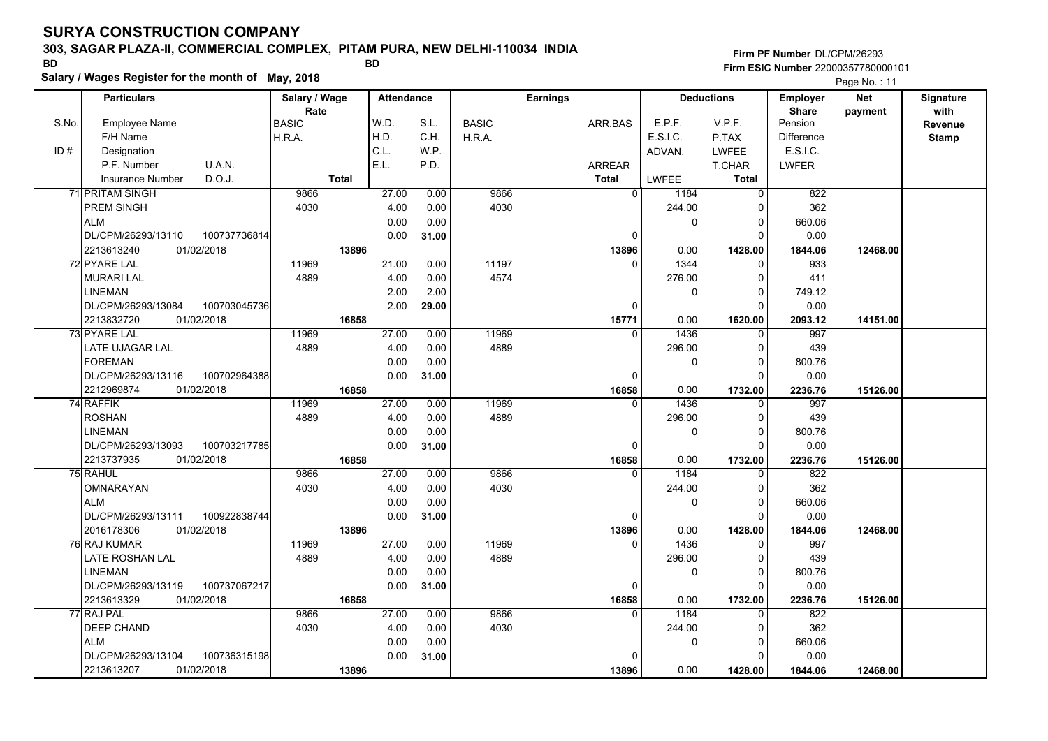# SURYA CONSTRUCTION COMPANY

**303, SAGAR PLAZA-II, COMMERCIAL COMPLEX, PITAM PURA, NEW DELHI-110034 INDIA**

BD BD

**Salary / Wages Register for the month of May, 2018**

Firm PF Number DL/CPM/26293
Firm ESIC Number 22000357780000101

| S.No. / ID # | Employee Name / F/H Name / Designation / P.F. Number / U.A.N. / Insurance Number / D.O.J. | Salary / Wage Rate: BASIC / H.R.A. / Total | Attendance: W.D. / H.D. / C.L. / E.L. | Attendance: S.L. / C.H. / W.P. / P.D. | Earnings: BASIC / H.R.A. | Earnings: ARR.BAS / ARREAR / Total | Deductions: E.P.F. / E.S.I.C. / ADVAN. / LWFEE | Deductions: V.P.F. / P.TAX / LWFEE / T.CHAR / Total | Employer Share: Pension / Difference / E.S.I.C. / LWFER | Net payment | Signature with Revenue Stamp |
|---|---|---|---|---|---|---|---|---|---|---|---|
| 71 | PRITAM SINGH / PREM SINGH / ALM / DL/CPM/26293/13110 / 100737736814 / 2213613240 / 01/02/2018 | 9866 / 4030 / 13896 | 27.00 / 4.00 / 0.00 / 0.00 | 0.00 / 0.00 / 0.00 / 31.00 | 9866 / 4030 | 0 / 0 / 13896 | 1184 / 244.00 / 0 / 0.00 | 0 / 0 / 0 / 0 / 1428.00 | 822 / 362 / 660.06 / 0.00 / 1844.06 | 12468.00 | |
| 72 | PYARE LAL / MURARI LAL / LINEMAN / DL/CPM/26293/13084 / 100703045736 / 2213832720 / 01/02/2018 | 11969 / 4889 / 16858 | 21.00 / 4.00 / 2.00 / 2.00 | 0.00 / 0.00 / 2.00 / 29.00 | 11197 / 4574 | 0 / 0 / 15771 | 1344 / 276.00 / 0 / 0.00 | 0 / 0 / 0 / 0 / 1620.00 | 933 / 411 / 749.12 / 0.00 / 2093.12 | 14151.00 | |
| 73 | PYARE LAL / LATE UJAGAR LAL / FOREMAN / DL/CPM/26293/13116 / 100702964388 / 2212969874 / 01/02/2018 | 11969 / 4889 / 16858 | 27.00 / 4.00 / 0.00 / 0.00 | 0.00 / 0.00 / 0.00 / 31.00 | 11969 / 4889 | 0 / 0 / 16858 | 1436 / 296.00 / 0 / 0.00 | 0 / 0 / 0 / 0 / 1732.00 | 997 / 439 / 800.76 / 0.00 / 2236.76 | 15126.00 | |
| 74 | RAFFIK / ROSHAN / LINEMAN / DL/CPM/26293/13093 / 100703217785 / 2213737935 / 01/02/2018 | 11969 / 4889 / 16858 | 27.00 / 4.00 / 0.00 / 0.00 | 0.00 / 0.00 / 0.00 / 31.00 | 11969 / 4889 | 0 / 0 / 16858 | 1436 / 296.00 / 0 / 0.00 | 0 / 0 / 0 / 0 / 1732.00 | 997 / 439 / 800.76 / 0.00 / 2236.76 | 15126.00 | |
| 75 | RAHUL / OMNARAYAN / ALM / DL/CPM/26293/13111 / 100922838744 / 2016178306 / 01/02/2018 | 9866 / 4030 / 13896 | 27.00 / 4.00 / 0.00 / 0.00 | 0.00 / 0.00 / 0.00 / 31.00 | 9866 / 4030 | 0 / 0 / 13896 | 1184 / 244.00 / 0 / 0.00 | 0 / 0 / 0 / 0 / 1428.00 | 822 / 362 / 660.06 / 0.00 / 1844.06 | 12468.00 | |
| 76 | RAJ KUMAR / LATE ROSHAN LAL / LINEMAN / DL/CPM/26293/13119 / 100737067217 / 2213613329 / 01/02/2018 | 11969 / 4889 / 16858 | 27.00 / 4.00 / 0.00 / 0.00 | 0.00 / 0.00 / 0.00 / 31.00 | 11969 / 4889 | 0 / 0 / 16858 | 1436 / 296.00 / 0 / 0.00 | 0 / 0 / 0 / 0 / 1732.00 | 997 / 439 / 800.76 / 0.00 / 2236.76 | 15126.00 | |
| 77 | RAJ PAL / DEEP CHAND / ALM / DL/CPM/26293/13104 / 100736315198 / 2213613207 / 01/02/2018 | 9866 / 4030 / 13896 | 27.00 / 4.00 / 0.00 / 0.00 | 0.00 / 0.00 / 0.00 / 31.00 | 9866 / 4030 | 0 / 0 / 13896 | 1184 / 244.00 / 0 / 0.00 | 0 / 0 / 0 / 0 / 1428.00 | 822 / 362 / 660.06 / 0.00 / 1844.06 | 12468.00 | |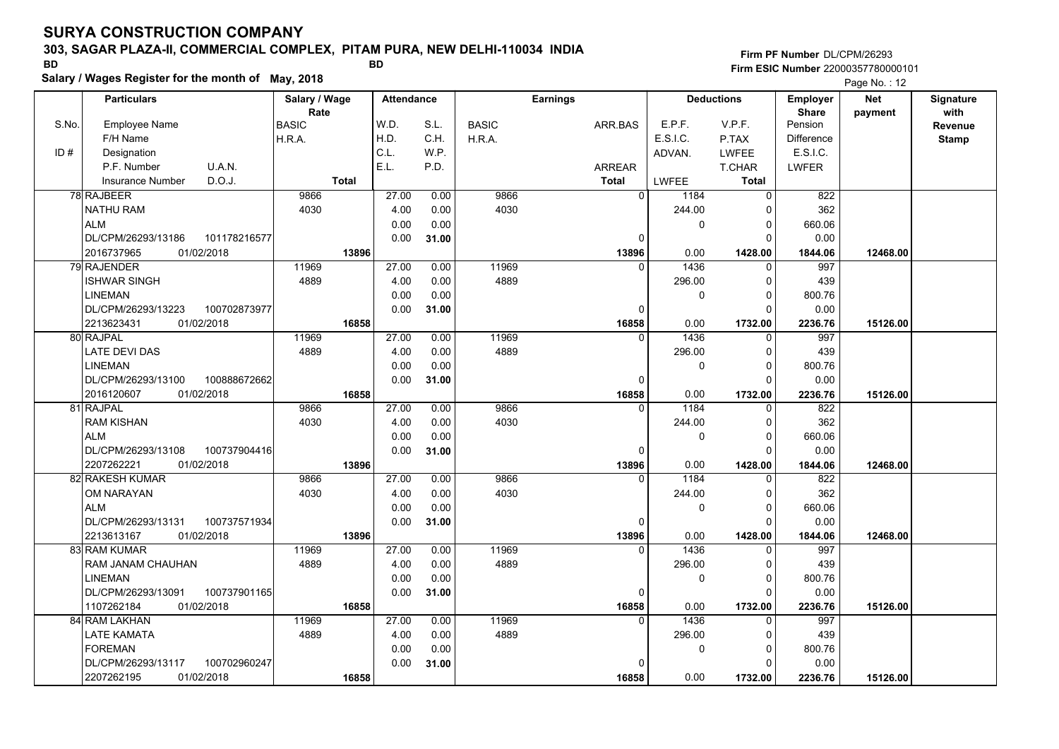# SURYA CONSTRUCTION COMPANY

**303, SAGAR PLAZA-II, COMMERCIAL COMPLEX, PITAM PURA, NEW DELHI-110034 INDIA**

BD BD

**Salary / Wages Register for the month of May, 2018**

**Firm PF Number** DL/CPM/26293
**Firm ESIC Number** 22000357780000101

Page No. : 12

| S.No. / ID # | Employee Name / F/H Name / Designation / P.F. Number / U.A.N. / Insurance Number / D.O.J. | Salary / Wage Rate: BASIC / H.R.A. / Total | W.D. / H.D. / C.L. / E.L. | S.L. / C.H. / W.P. / P.D. | Earnings: BASIC / H.R.A. | ARR.BAS / ARREAR / Total | E.P.F. / E.S.I.C. / ADVAN. / LWFEE | V.P.F. / P.TAX / LWFEE / T.CHAR / Total | Employer Share: Pension / Difference / E.S.I.C. / LWFER | Net payment | Signature with Revenue Stamp |
|---|---|---|---|---|---|---|---|---|---|---|---|
| 78 | RAJBEER<br>NATHU RAM<br>ALM<br>DL/CPM/26293/13186 101178216577<br>2016737965 01/02/2018 | 9866<br>4030<br><br><br>**13896** | 27.00<br>4.00<br>0.00<br>0.00 | 0.00<br>0.00<br>0.00<br>**31.00** | 9866<br>4030 | 0<br><br><br>0<br>**13896** | 1184<br>244.00<br>0<br><br>0.00 | 0<br>0<br>0<br>0<br>**1428.00** | 822<br>362<br>660.06<br>0.00<br>**1844.06** | **12468.00** | |
| 79 | RAJENDER<br>ISHWAR SINGH<br>LINEMAN<br>DL/CPM/26293/13223 100702873977<br>2213623431 01/02/2018 | 11969<br>4889<br><br><br>**16858** | 27.00<br>4.00<br>0.00<br>0.00 | 0.00<br>0.00<br>0.00<br>**31.00** | 11969<br>4889 | 0<br><br><br>0<br>**16858** | 1436<br>296.00<br>0<br><br>0.00 | 0<br>0<br>0<br>0<br>**1732.00** | 997<br>439<br>800.76<br>0.00<br>**2236.76** | **15126.00** | |
| 80 | RAJPAL<br>LATE DEVI DAS<br>LINEMAN<br>DL/CPM/26293/13100 100888672662<br>2016120607 01/02/2018 | 11969<br>4889<br><br><br>**16858** | 27.00<br>4.00<br>0.00<br>0.00 | 0.00<br>0.00<br>0.00<br>**31.00** | 11969<br>4889 | 0<br><br><br>0<br>**16858** | 1436<br>296.00<br>0<br><br>0.00 | 0<br>0<br>0<br>0<br>**1732.00** | 997<br>439<br>800.76<br>0.00<br>**2236.76** | **15126.00** | |
| 81 | RAJPAL<br>RAM KISHAN<br>ALM<br>DL/CPM/26293/13108 100737904416<br>2207262221 01/02/2018 | 9866<br>4030<br><br><br>**13896** | 27.00<br>4.00<br>0.00<br>0.00 | 0.00<br>0.00<br>0.00<br>**31.00** | 9866<br>4030 | 0<br><br><br>0<br>**13896** | 1184<br>244.00<br>0<br><br>0.00 | 0<br>0<br>0<br>0<br>**1428.00** | 822<br>362<br>660.06<br>0.00<br>**1844.06** | **12468.00** | |
| 82 | RAKESH KUMAR<br>OM NARAYAN<br>ALM<br>DL/CPM/26293/13131 100737571934<br>2213613167 01/02/2018 | 9866<br>4030<br><br><br>**13896** | 27.00<br>4.00<br>0.00<br>0.00 | 0.00<br>0.00<br>0.00<br>**31.00** | 9866<br>4030 | 0<br><br><br>0<br>**13896** | 1184<br>244.00<br>0<br><br>0.00 | 0<br>0<br>0<br>0<br>**1428.00** | 822<br>362<br>660.06<br>0.00<br>**1844.06** | **12468.00** | |
| 83 | RAM KUMAR<br>RAM JANAM CHAUHAN<br>LINEMAN<br>DL/CPM/26293/13091 100737901165<br>1107262184 01/02/2018 | 11969<br>4889<br><br><br>**16858** | 27.00<br>4.00<br>0.00<br>0.00 | 0.00<br>0.00<br>0.00<br>**31.00** | 11969<br>4889 | 0<br><br><br>0<br>**16858** | 1436<br>296.00<br>0<br><br>0.00 | 0<br>0<br>0<br>0<br>**1732.00** | 997<br>439<br>800.76<br>0.00<br>**2236.76** | **15126.00** | |
| 84 | RAM LAKHAN<br>LATE KAMATA<br>FOREMAN<br>DL/CPM/26293/13117 100702960247<br>2207262195 01/02/2018 | 11969<br>4889<br><br><br>**16858** | 27.00<br>4.00<br>0.00<br>0.00 | 0.00<br>0.00<br>0.00<br>**31.00** | 11969<br>4889 | 0<br><br><br>0<br>**16858** | 1436<br>296.00<br>0<br><br>0.00 | 0<br>0<br>0<br>0<br>**1732.00** | 997<br>439<br>800.76<br>0.00<br>**2236.76** | **15126.00** | |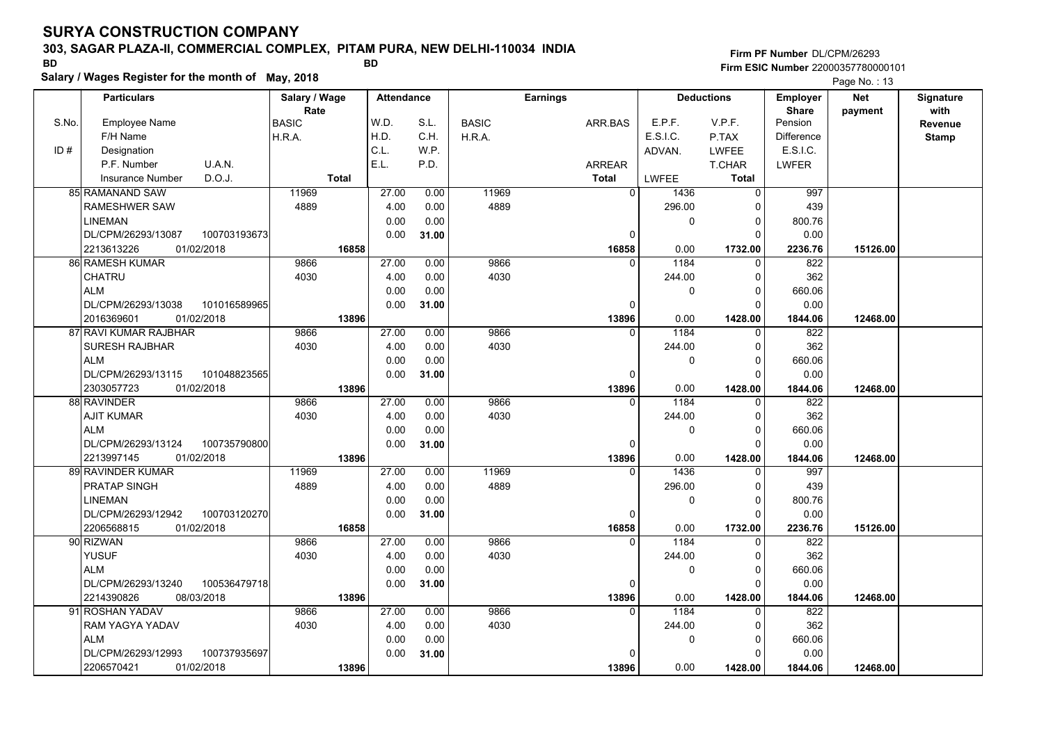# SURYA CONSTRUCTION COMPANY

**303, SAGAR PLAZA-II, COMMERCIAL COMPLEX, PITAM PURA, NEW DELHI-110034 INDIA**

BD BD

**Salary / Wages Register for the month of May, 2018**

Firm PF Number DL/CPM/26293
Firm ESIC Number 22000357780000101

Page No. : 13

| S.No. / ID # | Employee Name / F/H Name / Designation / P.F. Number / U.A.N. / Insurance Number / D.O.J. | Salary / Wage Rate: BASIC / H.R.A. / Total | Attendance: W.D. / H.D. / C.L. / E.L. | Attendance: S.L. / C.H. / W.P. / P.D. | Earnings: BASIC / H.R.A. | Earnings: ARR.BAS / ARREAR / Total | Deductions: E.P.F. / E.S.I.C. / ADVAN. / LWFEE | Deductions: V.P.F. / P.TAX / LWFEE / T.CHAR / Total | Employer Share: Pension / Difference / E.S.I.C. / LWFER | Net payment | Signature with Revenue Stamp |
|---|---|---|---|---|---|---|---|---|---|---|---|
| 85 | RAMANAND SAW / RAMESHWER SAW / LINEMAN / DL/CPM/26293/13087 / 100703193673 / 2213613226 / 01/02/2018 | 11969 / 4889 / 16858 | 27.00 / 4.00 / 0.00 / 0.00 | 0.00 / 0.00 / 0.00 / 31.00 | 11969 / 4889 | 0 / 0 / 16858 | 1436 / 296.00 / 0 / 0.00 | 0 / 0 / 0 / 0 / 1732.00 | 997 / 439 / 800.76 / 0.00 / 2236.76 | 15126.00 | |
| 86 | RAMESH KUMAR / CHATRU / ALM / DL/CPM/26293/13038 / 101016589965 / 2016369601 / 01/02/2018 | 9866 / 4030 / 13896 | 27.00 / 4.00 / 0.00 / 0.00 | 0.00 / 0.00 / 0.00 / 31.00 | 9866 / 4030 | 0 / 0 / 13896 | 1184 / 244.00 / 0 / 0.00 | 0 / 0 / 0 / 0 / 1428.00 | 822 / 362 / 660.06 / 0.00 / 1844.06 | 12468.00 | |
| 87 | RAVI KUMAR RAJBHAR / SURESH RAJBHAR / ALM / DL/CPM/26293/13115 / 101048823565 / 2303057723 / 01/02/2018 | 9866 / 4030 / 13896 | 27.00 / 4.00 / 0.00 / 0.00 | 0.00 / 0.00 / 0.00 / 31.00 | 9866 / 4030 | 0 / 0 / 13896 | 1184 / 244.00 / 0 / 0.00 | 0 / 0 / 0 / 0 / 1428.00 | 822 / 362 / 660.06 / 0.00 / 1844.06 | 12468.00 | |
| 88 | RAVINDER / AJIT KUMAR / ALM / DL/CPM/26293/13124 / 100735790800 / 2213997145 / 01/02/2018 | 9866 / 4030 / 13896 | 27.00 / 4.00 / 0.00 / 0.00 | 0.00 / 0.00 / 0.00 / 31.00 | 9866 / 4030 | 0 / 0 / 13896 | 1184 / 244.00 / 0 / 0.00 | 0 / 0 / 0 / 0 / 1428.00 | 822 / 362 / 660.06 / 0.00 / 1844.06 | 12468.00 | |
| 89 | RAVINDER KUMAR / PRATAP SINGH / LINEMAN / DL/CPM/26293/12942 / 100703120270 / 2206568815 / 01/02/2018 | 11969 / 4889 / 16858 | 27.00 / 4.00 / 0.00 / 0.00 | 0.00 / 0.00 / 0.00 / 31.00 | 11969 / 4889 | 0 / 0 / 16858 | 1436 / 296.00 / 0 / 0.00 | 0 / 0 / 0 / 0 / 1732.00 | 997 / 439 / 800.76 / 0.00 / 2236.76 | 15126.00 | |
| 90 | RIZWAN / YUSUF / ALM / DL/CPM/26293/13240 / 100536479718 / 2214390826 / 08/03/2018 | 9866 / 4030 / 13896 | 27.00 / 4.00 / 0.00 / 0.00 | 0.00 / 0.00 / 0.00 / 31.00 | 9866 / 4030 | 0 / 0 / 13896 | 1184 / 244.00 / 0 / 0.00 | 0 / 0 / 0 / 0 / 1428.00 | 822 / 362 / 660.06 / 0.00 / 1844.06 | 12468.00 | |
| 91 | ROSHAN YADAV / RAM YAGYA YADAV / ALM / DL/CPM/26293/12993 / 100737935697 / 2206570421 / 01/02/2018 | 9866 / 4030 / 13896 | 27.00 / 4.00 / 0.00 / 0.00 | 0.00 / 0.00 / 0.00 / 31.00 | 9866 / 4030 | 0 / 0 / 13896 | 1184 / 244.00 / 0 / 0.00 | 0 / 0 / 0 / 0 / 1428.00 | 822 / 362 / 660.06 / 0.00 / 1844.06 | 12468.00 | |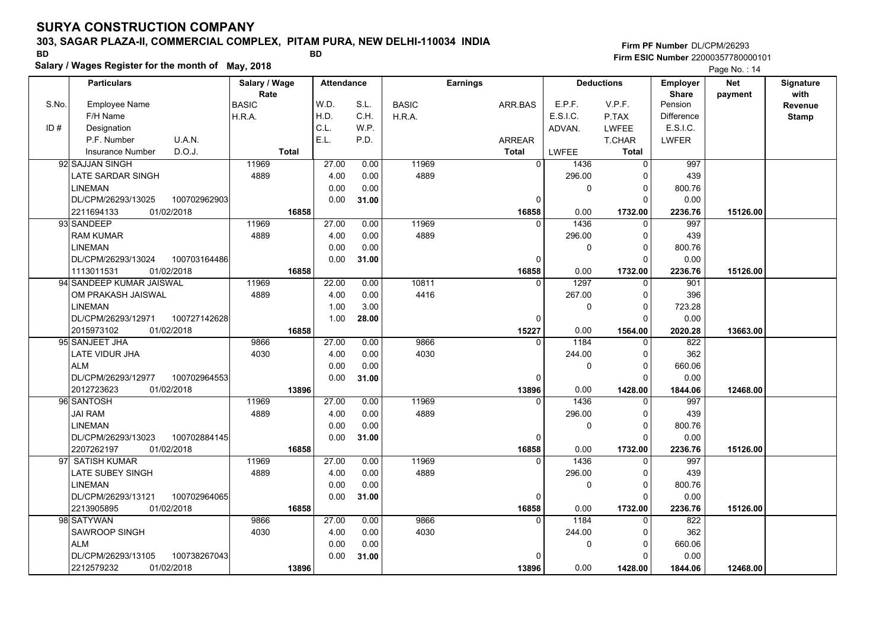# SURYA CONSTRUCTION COMPANY

**303, SAGAR PLAZA-II, COMMERCIAL COMPLEX, PITAM PURA, NEW DELHI-110034 INDIA**

BD BD

**Salary / Wages Register for the month of May, 2018**

**Firm PF Number** DL/CPM/26293
**Firm ESIC Number** 22000357780000101

Page No. : 14

| S.No. / ID # | Employee Name / F/H Name / Designation / P.F. Number / U.A.N. / Insurance Number / D.O.J. | Salary / Wage Rate: BASIC / H.R.A. / Total | W.D. / H.D. / C.L. / E.L. | S.L. / C.H. / W.P. / P.D. | Earnings: BASIC / H.R.A. | ARR.BAS / ARREAR / Total | E.P.F. / E.S.I.C. / ADVAN. / LWFEE | V.P.F. / P.TAX / LWFEE / T.CHAR / Total | Employer Share: Pension / Difference / E.S.I.C. / LWFER | Net payment | Signature with Revenue Stamp |
|---|---|---|---|---|---|---|---|---|---|---|---|
| 92 | SAJJAN SINGH<br>LATE SARDAR SINGH<br>LINEMAN<br>DL/CPM/26293/13025 100702962903<br>2211694133 01/02/2018 | 11969<br>4889<br>16858 | 27.00<br>4.00<br>0.00<br>0.00 | 0.00<br>0.00<br>0.00<br>31.00 | 11969<br>4889 | 0<br>0<br>16858 | 1436<br>296.00<br>0<br>0.00 | 0<br>0<br>0<br>0<br>1732.00 | 997<br>439<br>800.76<br>0.00<br>2236.76 | 15126.00 | |
| 93 | SANDEEP<br>RAM KUMAR<br>LINEMAN<br>DL/CPM/26293/13024 100703164486<br>1113011531 01/02/2018 | 11969<br>4889<br>16858 | 27.00<br>4.00<br>0.00<br>0.00 | 0.00<br>0.00<br>0.00<br>31.00 | 11969<br>4889 | 0<br>0<br>16858 | 1436<br>296.00<br>0<br>0.00 | 0<br>0<br>0<br>0<br>1732.00 | 997<br>439<br>800.76<br>0.00<br>2236.76 | 15126.00 | |
| 94 | SANDEEP KUMAR JAISWAL<br>OM PRAKASH JAISWAL<br>LINEMAN<br>DL/CPM/26293/12971 100727142628<br>2015973102 01/02/2018 | 11969<br>4889<br>16858 | 22.00<br>4.00<br>1.00<br>1.00 | 0.00<br>0.00<br>3.00<br>28.00 | 10811<br>4416 | 0<br>0<br>15227 | 1297<br>267.00<br>0<br>0.00 | 0<br>0<br>0<br>0<br>1564.00 | 901<br>396<br>723.28<br>0.00<br>2020.28 | 13663.00 | |
| 95 | SANJEET JHA<br>LATE VIDUR JHA<br>ALM<br>DL/CPM/26293/12977 100702964553<br>2012723623 01/02/2018 | 9866<br>4030<br>13896 | 27.00<br>4.00<br>0.00<br>0.00 | 0.00<br>0.00<br>0.00<br>31.00 | 9866<br>4030 | 0<br>0<br>13896 | 1184<br>244.00<br>0<br>0.00 | 0<br>0<br>0<br>0<br>1428.00 | 822<br>362<br>660.06<br>0.00<br>1844.06 | 12468.00 | |
| 96 | SANTOSH<br>JAI RAM<br>LINEMAN<br>DL/CPM/26293/13023 100702884145<br>2207262197 01/02/2018 | 11969<br>4889<br>16858 | 27.00<br>4.00<br>0.00<br>0.00 | 0.00<br>0.00<br>0.00<br>31.00 | 11969<br>4889 | 0<br>0<br>16858 | 1436<br>296.00<br>0<br>0.00 | 0<br>0<br>0<br>0<br>1732.00 | 997<br>439<br>800.76<br>0.00<br>2236.76 | 15126.00 | |
| 97 | SATISH KUMAR<br>LATE SUBEY SINGH<br>LINEMAN<br>DL/CPM/26293/13121 100702964065<br>2213905895 01/02/2018 | 11969<br>4889<br>16858 | 27.00<br>4.00<br>0.00<br>0.00 | 0.00<br>0.00<br>0.00<br>31.00 | 11969<br>4889 | 0<br>0<br>16858 | 1436<br>296.00<br>0<br>0.00 | 0<br>0<br>0<br>0<br>1732.00 | 997<br>439<br>800.76<br>0.00<br>2236.76 | 15126.00 | |
| 98 | SATYWAN<br>SAWROOP SINGH<br>ALM<br>DL/CPM/26293/13105 100738267043<br>2212579232 01/02/2018 | 9866<br>4030<br>13896 | 27.00<br>4.00<br>0.00<br>0.00 | 0.00<br>0.00<br>0.00<br>31.00 | 9866<br>4030 | 0<br>0<br>13896 | 1184<br>244.00<br>0<br>0.00 | 0<br>0<br>0<br>0<br>1428.00 | 822<br>362<br>660.06<br>0.00<br>1844.06 | 12468.00 | |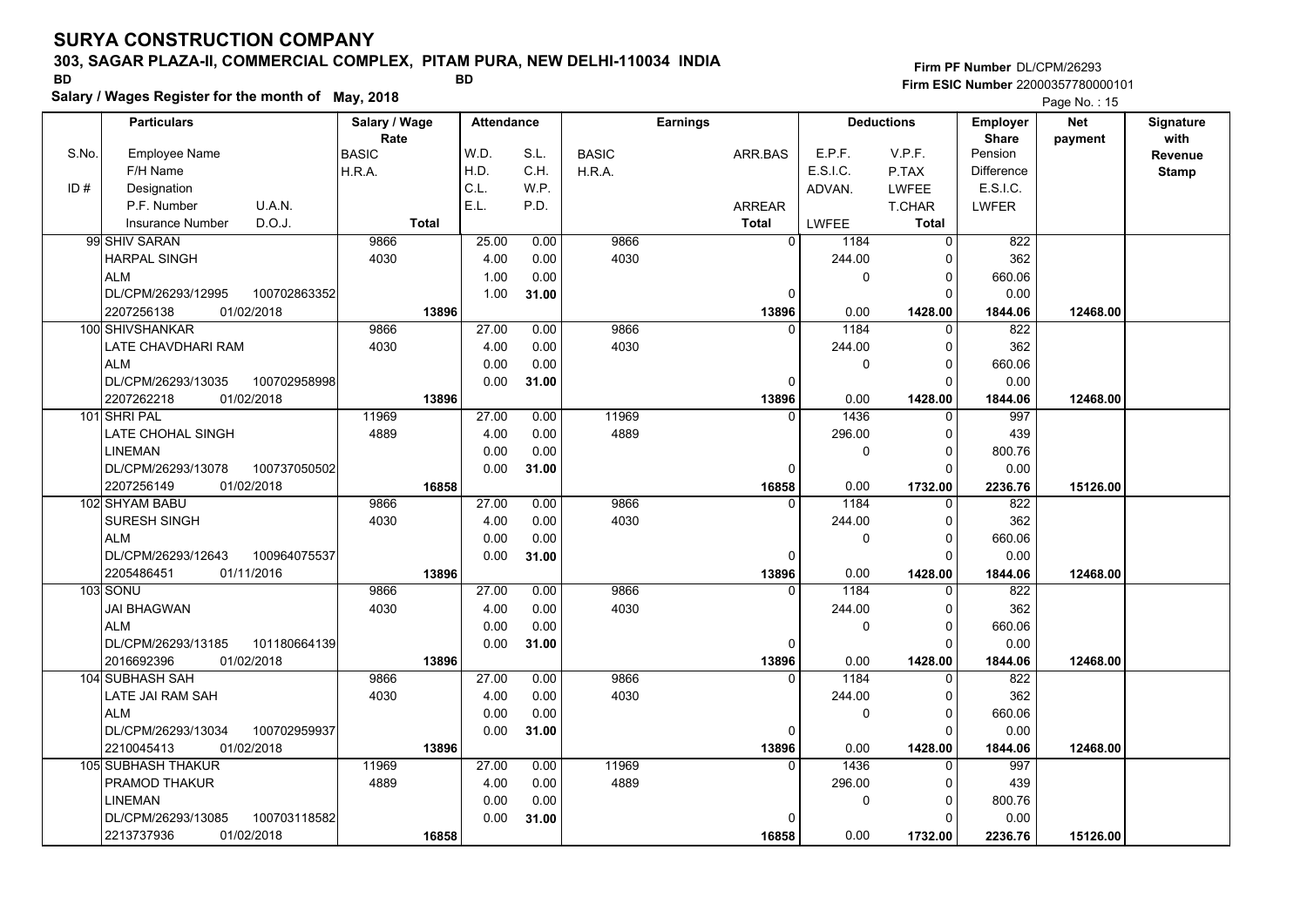# SURYA CONSTRUCTION COMPANY

**303, SAGAR PLAZA-II, COMMERCIAL COMPLEX, PITAM PURA, NEW DELHI-110034 INDIA**

BD BD

**Salary / Wages Register for the month of May, 2018**

**Firm PF Number** DL/CPM/26293
**Firm ESIC Number** 22000357780000101

Page No. : 15

| S.No. / ID # | Particulars: Employee Name / F/H Name / Designation / P.F. Number, U.A.N. / Insurance Number, D.O.J. | Salary / Wage Rate: BASIC / H.R.A. / Total | Attendance: W.D. / H.D. / C.L. / E.L. | Attendance: S.L. / C.H. / W.P. / P.D. | Earnings: BASIC / H.R.A. | Earnings: ARR.BAS / ARREAR / Total | Deductions: E.P.F. / E.S.I.C. / ADVAN. / LWFEE | Deductions: V.P.F. / P.TAX / LWFEE / T.CHAR / Total | Employer Share: Pension / Difference / E.S.I.C. / LWFER | Net payment | Signature with Revenue Stamp |
|---|---|---|---|---|---|---|---|---|---|---|---|
| 99 | SHIV SARAN<br>HARPAL SINGH<br>ALM<br>DL/CPM/26293/12995 100702863352<br>2207256138 01/02/2018 | 9866<br>4030<br>13896 | 25.00<br>4.00<br>1.00<br>1.00 | 0.00<br>0.00<br>0.00<br>31.00 | 9866<br>4030 | 0<br>0<br>13896 | 1184<br>244.00<br>0<br>0.00 | 0<br>0<br>0<br>0<br>1428.00 | 822<br>362<br>660.06<br>0.00<br>1844.06 | 12468.00 | |
| 100 | SHIVSHANKAR<br>LATE CHAVDHARI RAM<br>ALM<br>DL/CPM/26293/13035 100702958998<br>2207262218 01/02/2018 | 9866<br>4030<br>13896 | 27.00<br>4.00<br>0.00<br>0.00 | 0.00<br>0.00<br>0.00<br>31.00 | 9866<br>4030 | 0<br>0<br>13896 | 1184<br>244.00<br>0<br>0.00 | 0<br>0<br>0<br>0<br>1428.00 | 822<br>362<br>660.06<br>0.00<br>1844.06 | 12468.00 | |
| 101 | SHRI PAL<br>LATE CHOHAL SINGH<br>LINEMAN<br>DL/CPM/26293/13078 100737050502<br>2207256149 01/02/2018 | 11969<br>4889<br>16858 | 27.00<br>4.00<br>0.00<br>0.00 | 0.00<br>0.00<br>0.00<br>31.00 | 11969<br>4889 | 0<br>0<br>16858 | 1436<br>296.00<br>0<br>0.00 | 0<br>0<br>0<br>0<br>1732.00 | 997<br>439<br>800.76<br>0.00<br>2236.76 | 15126.00 | |
| 102 | SHYAM BABU<br>SURESH SINGH<br>ALM<br>DL/CPM/26293/12643 100964075537<br>2205486451 01/11/2016 | 9866<br>4030<br>13896 | 27.00<br>4.00<br>0.00<br>0.00 | 0.00<br>0.00<br>0.00<br>31.00 | 9866<br>4030 | 0<br>0<br>13896 | 1184<br>244.00<br>0<br>0.00 | 0<br>0<br>0<br>0<br>1428.00 | 822<br>362<br>660.06<br>0.00<br>1844.06 | 12468.00 | |
| 103 | SONU<br>JAI BHAGWAN<br>ALM<br>DL/CPM/26293/13185 101180664139<br>2016692396 01/02/2018 | 9866<br>4030<br>13896 | 27.00<br>4.00<br>0.00<br>0.00 | 0.00<br>0.00<br>0.00<br>31.00 | 9866<br>4030 | 0<br>0<br>13896 | 1184<br>244.00<br>0<br>0.00 | 0<br>0<br>0<br>0<br>1428.00 | 822<br>362<br>660.06<br>0.00<br>1844.06 | 12468.00 | |
| 104 | SUBHASH SAH<br>LATE JAI RAM SAH<br>ALM<br>DL/CPM/26293/13034 100702959937<br>2210045413 01/02/2018 | 9866<br>4030<br>13896 | 27.00<br>4.00<br>0.00<br>0.00 | 0.00<br>0.00<br>0.00<br>31.00 | 9866<br>4030 | 0<br>0<br>13896 | 1184<br>244.00<br>0<br>0.00 | 0<br>0<br>0<br>0<br>1428.00 | 822<br>362<br>660.06<br>0.00<br>1844.06 | 12468.00 | |
| 105 | SUBHASH THAKUR<br>PRAMOD THAKUR<br>LINEMAN<br>DL/CPM/26293/13085 100703118582<br>2213737936 01/02/2018 | 11969<br>4889<br>16858 | 27.00<br>4.00<br>0.00<br>0.00 | 0.00<br>0.00<br>0.00<br>31.00 | 11969<br>4889 | 0<br>0<br>16858 | 1436<br>296.00<br>0<br>0.00 | 0<br>0<br>0<br>0<br>1732.00 | 997<br>439<br>800.76<br>0.00<br>2236.76 | 15126.00 | |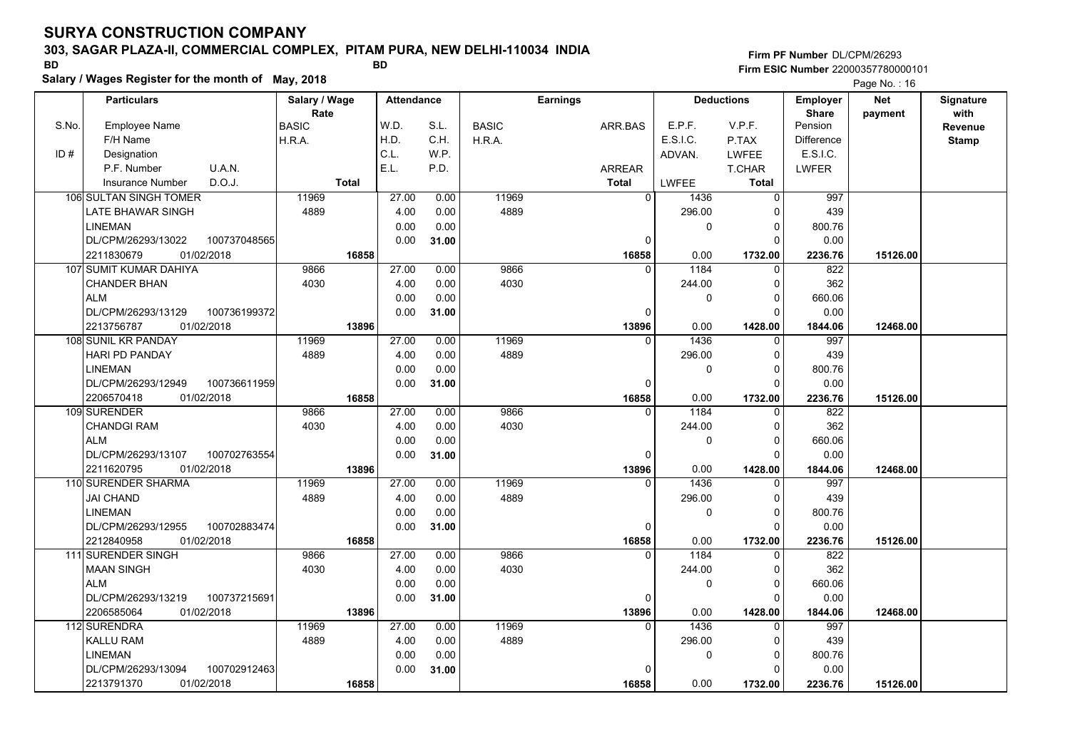# SURYA CONSTRUCTION COMPANY

**303, SAGAR PLAZA-II, COMMERCIAL COMPLEX, PITAM PURA, NEW DELHI-110034 INDIA**

BD BD

**Salary / Wages Register for the month of May, 2018**

**Firm PF Number** DL/CPM/26293
**Firm ESIC Number** 22000357780000101

Page No. : 16

| S.No. / ID # | Particulars: Employee Name / F/H Name / Designation / P.F. Number, U.A.N. / Insurance Number, D.O.J. | Salary / Wage Rate: BASIC / H.R.A. / Total | Attendance: W.D. / H.D. / C.L. / E.L. | Attendance: S.L. / C.H. / W.P. / P.D. | Earnings: BASIC / H.R.A. | Earnings: ARR.BAS / ARREAR / Total | Deductions: E.P.F. / E.S.I.C. / ADVAN. / LWFEE | Deductions: V.P.F. / P.TAX / LWFEE / T.CHAR / Total | Employer Share: Pension / Difference / E.S.I.C. / LWFER | Net payment | Signature with Revenue Stamp |
|---|---|---|---|---|---|---|---|---|---|---|---|
| 106 | SULTAN SINGH TOMER / LATE BHAWAR SINGH / LINEMAN / DL/CPM/26293/13022, 100737048565 / 2211830679, 01/02/2018 | 11969 / 4889 / 16858 | 27.00 / 4.00 / 0.00 / 0.00 | 0.00 / 0.00 / 0.00 / 31.00 | 11969 / 4889 | 0 / 0 / 16858 | 1436 / 296.00 / 0 / 0.00 | 0 / 0 / 0 / 0 / 1732.00 | 997 / 439 / 800.76 / 0.00 / 2236.76 | 15126.00 | |
| 107 | SUMIT KUMAR DAHIYA / CHANDER BHAN / ALM / DL/CPM/26293/13129, 100736199372 / 2213756787, 01/02/2018 | 9866 / 4030 / 13896 | 27.00 / 4.00 / 0.00 / 0.00 | 0.00 / 0.00 / 0.00 / 31.00 | 9866 / 4030 | 0 / 0 / 13896 | 1184 / 244.00 / 0 / 0.00 | 0 / 0 / 0 / 0 / 1428.00 | 822 / 362 / 660.06 / 0.00 / 1844.06 | 12468.00 | |
| 108 | SUNIL KR PANDAY / HARI PD PANDAY / LINEMAN / DL/CPM/26293/12949, 100736611959 / 2206570418, 01/02/2018 | 11969 / 4889 / 16858 | 27.00 / 4.00 / 0.00 / 0.00 | 0.00 / 0.00 / 0.00 / 31.00 | 11969 / 4889 | 0 / 0 / 16858 | 1436 / 296.00 / 0 / 0.00 | 0 / 0 / 0 / 0 / 1732.00 | 997 / 439 / 800.76 / 0.00 / 2236.76 | 15126.00 | |
| 109 | SURENDER / CHANDGI RAM / ALM / DL/CPM/26293/13107, 100702763554 / 2211620795, 01/02/2018 | 9866 / 4030 / 13896 | 27.00 / 4.00 / 0.00 / 0.00 | 0.00 / 0.00 / 0.00 / 31.00 | 9866 / 4030 | 0 / 0 / 13896 | 1184 / 244.00 / 0 / 0.00 | 0 / 0 / 0 / 0 / 1428.00 | 822 / 362 / 660.06 / 0.00 / 1844.06 | 12468.00 | |
| 110 | SURENDER SHARMA / JAI CHAND / LINEMAN / DL/CPM/26293/12955, 100702883474 / 2212840958, 01/02/2018 | 11969 / 4889 / 16858 | 27.00 / 4.00 / 0.00 / 0.00 | 0.00 / 0.00 / 0.00 / 31.00 | 11969 / 4889 | 0 / 0 / 16858 | 1436 / 296.00 / 0 / 0.00 | 0 / 0 / 0 / 0 / 1732.00 | 997 / 439 / 800.76 / 0.00 / 2236.76 | 15126.00 | |
| 111 | SURENDER SINGH / MAAN SINGH / ALM / DL/CPM/26293/13219, 100737215691 / 2206585064, 01/02/2018 | 9866 / 4030 / 13896 | 27.00 / 4.00 / 0.00 / 0.00 | 0.00 / 0.00 / 0.00 / 31.00 | 9866 / 4030 | 0 / 0 / 13896 | 1184 / 244.00 / 0 / 0.00 | 0 / 0 / 0 / 0 / 1428.00 | 822 / 362 / 660.06 / 0.00 / 1844.06 | 12468.00 | |
| 112 | SURENDRA / KALLU RAM / LINEMAN / DL/CPM/26293/13094, 100702912463 / 2213791370, 01/02/2018 | 11969 / 4889 / 16858 | 27.00 / 4.00 / 0.00 / 0.00 | 0.00 / 0.00 / 0.00 / 31.00 | 11969 / 4889 | 0 / 0 / 16858 | 1436 / 296.00 / 0 / 0.00 | 0 / 0 / 0 / 0 / 1732.00 | 997 / 439 / 800.76 / 0.00 / 2236.76 | 15126.00 | |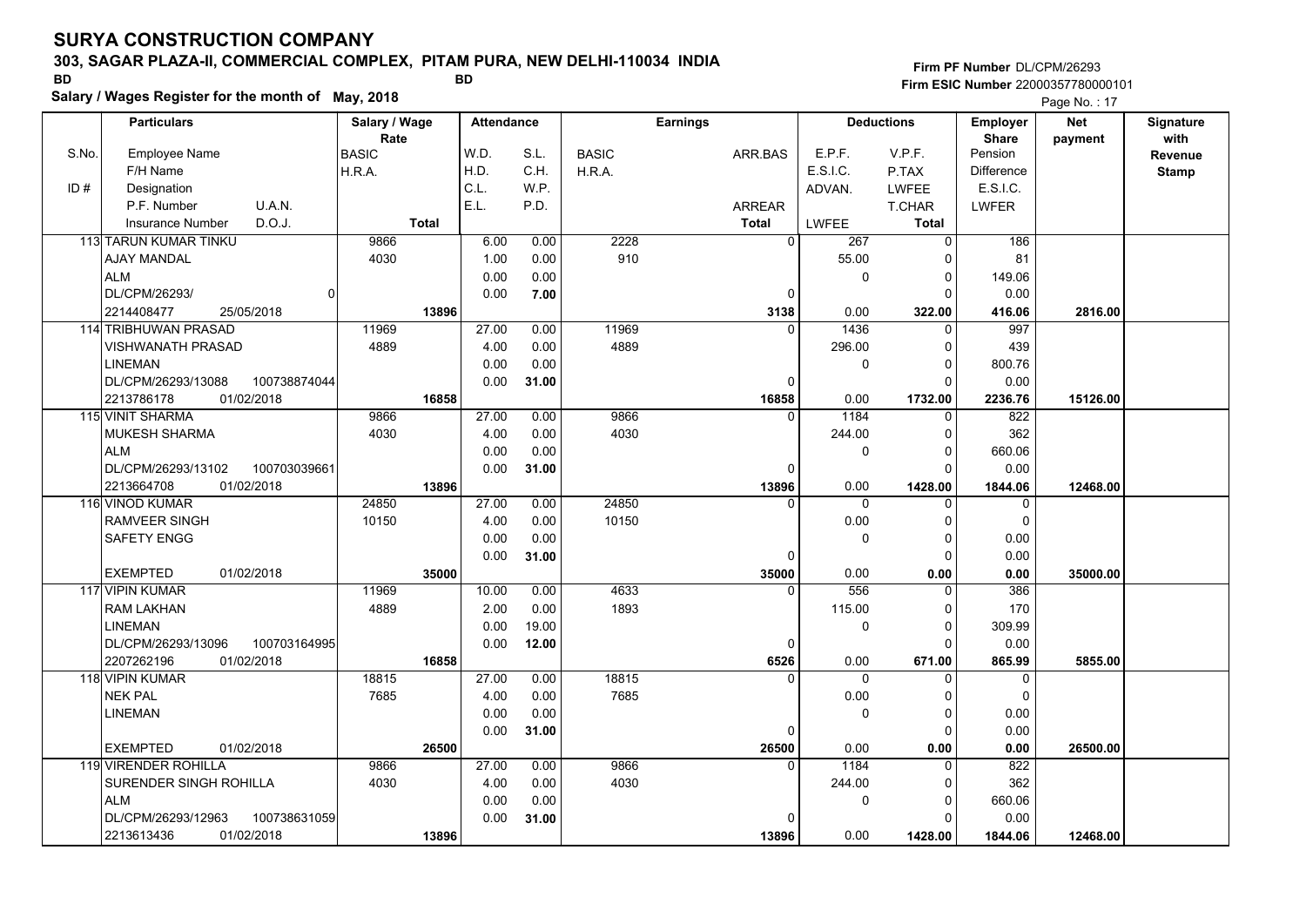# SURYA CONSTRUCTION COMPANY

**303, SAGAR PLAZA-II, COMMERCIAL COMPLEX, PITAM PURA, NEW DELHI-110034 INDIA**

BD BD

**Salary / Wages Register for the month of May, 2018**

**Firm PF Number** DL/CPM/26293
**Firm ESIC Number** 22000357780000101

| S.No. / ID # | Employee Name / F/H Name / Designation / P.F. Number, U.A.N. / Insurance Number, D.O.J. | Salary / Wage Rate: BASIC / H.R.A. / Total | W.D. / H.D. / C.L. / E.L. | S.L. / C.H. / W.P. / P.D. | BASIC / H.R.A. | ARR.BAS / ARREAR / Total | E.P.F. / E.S.I.C. / ADVAN. / LWFEE | V.P.F. / P.TAX / LWFEE / T.CHAR / Total | Employer Share: Pension / Difference / E.S.I.C. / LWFER | Net payment | Signature with Revenue Stamp |
|---|---|---|---|---|---|---|---|---|---|---|---|
| 113 | TARUN KUMAR TINKU / AJAY MANDAL / ALM / DL/CPM/26293/ 0 / 2214408477 25/05/2018 | 9866 / 4030 / 13896 | 6.00 / 1.00 / 0.00 / 0.00 | 0.00 / 0.00 / 0.00 / 7.00 | 2228 / 910 | 0 / 0 / 3138 | 267 / 55.00 / 0 / 0.00 | 0 / 0 / 0 / 0 / 322.00 | 186 / 81 / 149.06 / 0.00 / 416.06 | 2816.00 | |
| 114 | TRIBHUWAN PRASAD / VISHWANATH PRASAD / LINEMAN / DL/CPM/26293/13088 100738874044 / 2213786178 01/02/2018 | 11969 / 4889 / 16858 | 27.00 / 4.00 / 0.00 / 0.00 | 0.00 / 0.00 / 0.00 / 31.00 | 11969 / 4889 | 0 / 0 / 16858 | 1436 / 296.00 / 0 / 0.00 | 0 / 0 / 0 / 0 / 1732.00 | 997 / 439 / 800.76 / 0.00 / 2236.76 | 15126.00 | |
| 115 | VINIT SHARMA / MUKESH SHARMA / ALM / DL/CPM/26293/13102 100703039661 / 2213664708 01/02/2018 | 9866 / 4030 / 13896 | 27.00 / 4.00 / 0.00 / 0.00 | 0.00 / 0.00 / 0.00 / 31.00 | 9866 / 4030 | 0 / 0 / 13896 | 1184 / 244.00 / 0 / 0.00 | 0 / 0 / 0 / 0 / 1428.00 | 822 / 362 / 660.06 / 0.00 / 1844.06 | 12468.00 | |
| 116 | VINOD KUMAR / RAMVEER SINGH / SAFETY ENGG / / EXEMPTED 01/02/2018 | 24850 / 10150 / 35000 | 27.00 / 4.00 / 0.00 / 0.00 | 0.00 / 0.00 / 0.00 / 31.00 | 24850 / 10150 | 0 / 0 / 35000 | 0 / 0.00 / 0 / 0.00 | 0 / 0 / 0 / 0 / 0.00 | 0 / 0 / 0.00 / 0.00 / 0.00 | 35000.00 | |
| 117 | VIPIN KUMAR / RAM LAKHAN / LINEMAN / DL/CPM/26293/13096 100703164995 / 2207262196 01/02/2018 | 11969 / 4889 / 16858 | 10.00 / 2.00 / 0.00 / 0.00 | 0.00 / 0.00 / 19.00 / 12.00 | 4633 / 1893 | 0 / 0 / 6526 | 556 / 115.00 / 0 / 0.00 | 0 / 0 / 0 / 0 / 671.00 | 386 / 170 / 309.99 / 0.00 / 865.99 | 5855.00 | |
| 118 | VIPIN KUMAR / NEK PAL / LINEMAN / / EXEMPTED 01/02/2018 | 18815 / 7685 / 26500 | 27.00 / 4.00 / 0.00 / 0.00 | 0.00 / 0.00 / 0.00 / 31.00 | 18815 / 7685 | 0 / 0 / 26500 | 0 / 0.00 / 0 / 0.00 | 0 / 0 / 0 / 0 / 0.00 | 0 / 0 / 0.00 / 0.00 / 0.00 | 26500.00 | |
| 119 | VIRENDER ROHILLA / SURENDER SINGH ROHILLA / ALM / DL/CPM/26293/12963 100738631059 / 2213613436 01/02/2018 | 9866 / 4030 / 13896 | 27.00 / 4.00 / 0.00 / 0.00 | 0.00 / 0.00 / 0.00 / 31.00 | 9866 / 4030 | 0 / 0 / 13896 | 1184 / 244.00 / 0 / 0.00 | 0 / 0 / 0 / 0 / 1428.00 | 822 / 362 / 660.06 / 0.00 / 1844.06 | 12468.00 | |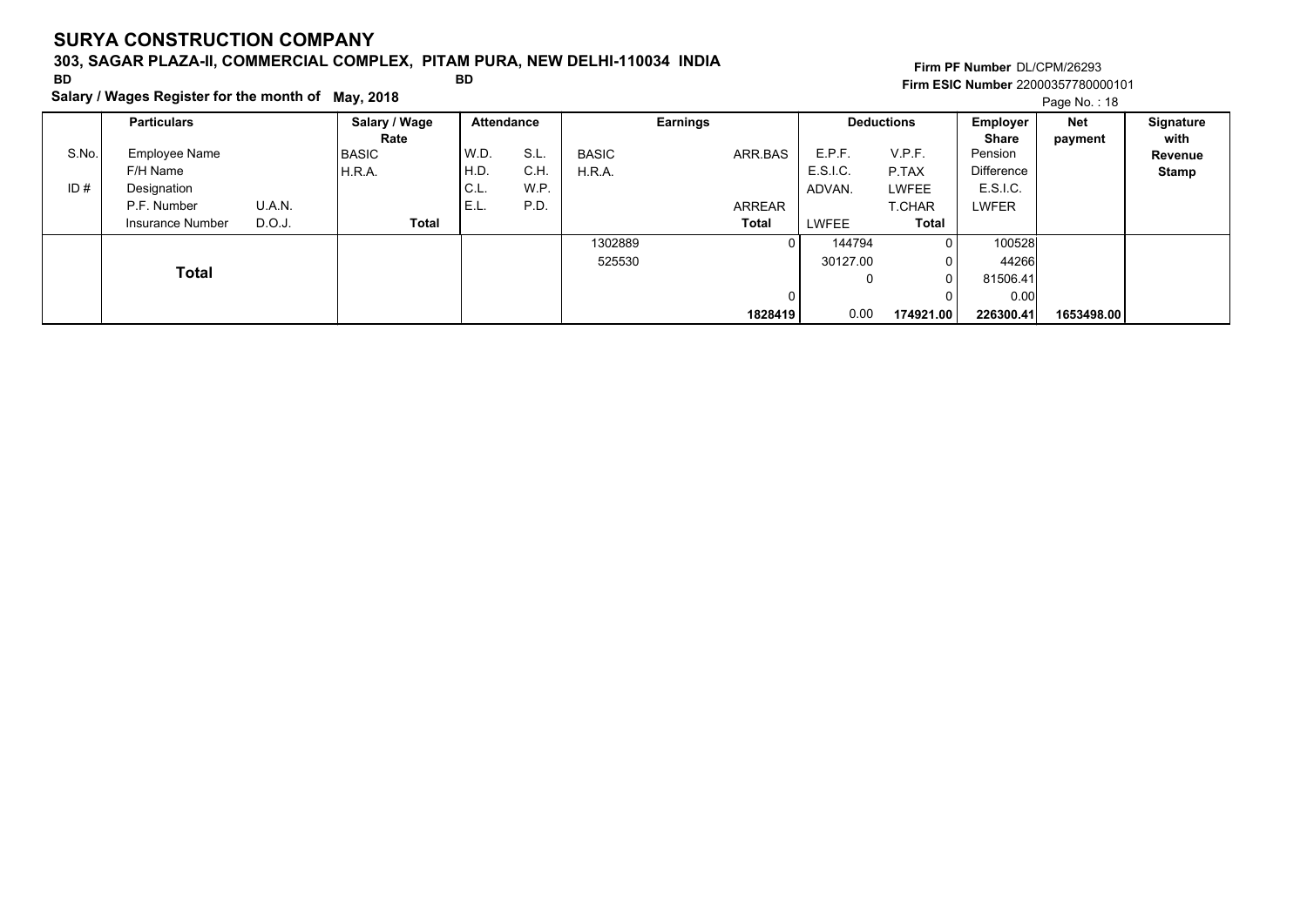# SURYA CONSTRUCTION COMPANY

## 303, SAGAR PLAZA-II, COMMERCIAL COMPLEX, PITAM PURA, NEW DELHI-110034 INDIA

BD BD

**Firm PF Number** DL/CPM/26293

**Firm ESIC Number** 22000357780000101

**Salary / Wages Register for the month of May, 2018**

Page No. : 18

| S.No. / ID # | Particulars | | Salary / Wage Rate | Attendance | | Earnings | | Deductions | | Employer Share | Net payment | Signature with Revenue Stamp |
|---|---|---|---|---|---|---|---|---|---|---|---|---|
| S.No. | Employee Name | | BASIC | W.D. | S.L. | BASIC | ARR.BAS | E.P.F. | V.P.F. | Pension | | |
| | F/H Name | | H.R.A. | H.D. | C.H. | H.R.A. | | E.S.I.C. | P.TAX | Difference | | |
| ID # | Designation | | | C.L. | W.P. | | | ADVAN. | LWFEE | E.S.I.C. | | |
| | P.F. Number | U.A.N. | | E.L. | P.D. | | ARREAR | | T.CHAR | LWFER | | |
| | Insurance Number | D.O.J. | Total | | | | Total | LWFEE | Total | | | |
| | **Total** | | | | | 1302889 | 0 | 144794 | 0 | 100528 | | |
| | | | | | | 525530 | | 30127.00 | 0 | 44266 | | |
| | | | | | | | | 0 | 0 | 81506.41 | | |
| | | | | | | | 0 | | 0 | 0.00 | | |
| | | | | | | | **1828419** | 0.00 | **174921.00** | **226300.41** | **1653498.00** | |